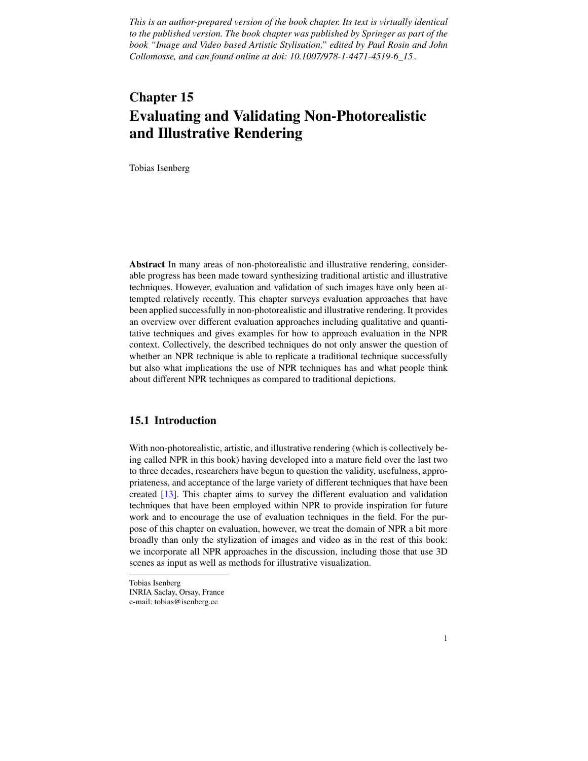*This is an author-prepared version of the book chapter. Its text is virtually identical to the published version. The book chapter was published by Springer as part of the book "Image and Video based Artistic Stylisation," edited by Paul Rosin and John Collomosse, and can found online at doi: 10.1007/978-1-4471-4519-6_15 .*

# Chapter 15
# Evaluating and Validating Non-Photorealistic and Illustrative Rendering

Tobias Isenberg

**Abstract** In many areas of non-photorealistic and illustrative rendering, considerable progress has been made toward synthesizing traditional artistic and illustrative techniques. However, evaluation and validation of such images have only been attempted relatively recently. This chapter surveys evaluation approaches that have been applied successfully in non-photorealistic and illustrative rendering. It provides an overview over different evaluation approaches including qualitative and quantitative techniques and gives examples for how to approach evaluation in the NPR context. Collectively, the described techniques do not only answer the question of whether an NPR technique is able to replicate a traditional technique successfully but also what implications the use of NPR techniques has and what people think about different NPR techniques as compared to traditional depictions.

## 15.1 Introduction

With non-photorealistic, artistic, and illustrative rendering (which is collectively being called NPR in this book) having developed into a mature field over the last two to three decades, researchers have begun to question the validity, usefulness, appropriateness, and acceptance of the large variety of different techniques that have been created [13]. This chapter aims to survey the different evaluation and validation techniques that have been employed within NPR to provide inspiration for future work and to encourage the use of evaluation techniques in the field. For the purpose of this chapter on evaluation, however, we treat the domain of NPR a bit more broadly than only the stylization of images and video as in the rest of this book: we incorporate all NPR approaches in the discussion, including those that use 3D scenes as input as well as methods for illustrative visualization.

Tobias Isenberg
INRIA Saclay, Orsay, France
e-mail: tobias@isenberg.cc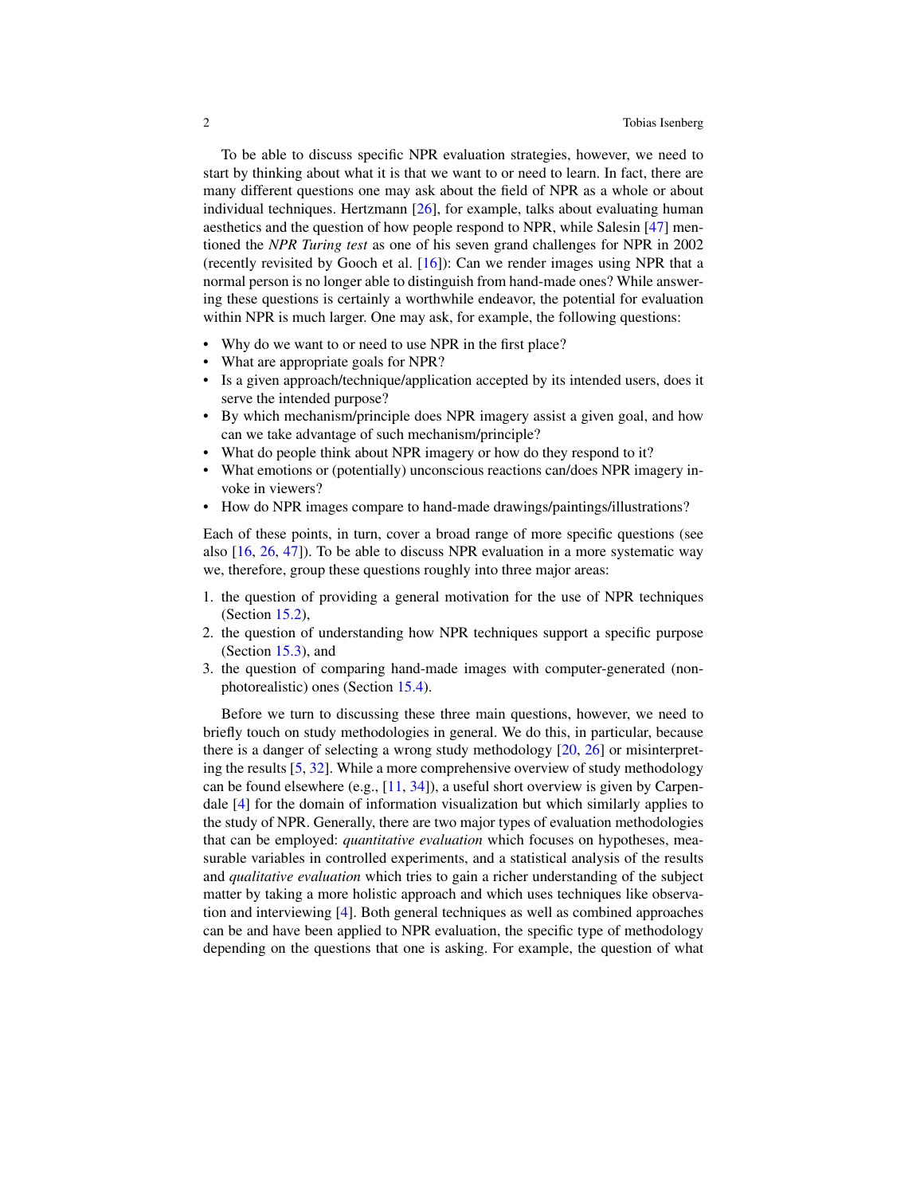To be able to discuss specific NPR evaluation strategies, however, we need to start by thinking about what it is that we want to or need to learn. In fact, there are many different questions one may ask about the field of NPR as a whole or about individual techniques. Hertzmann [26], for example, talks about evaluating human aesthetics and the question of how people respond to NPR, while Salesin [47] mentioned the *NPR Turing test* as one of his seven grand challenges for NPR in 2002 (recently revisited by Gooch et al. [16]): Can we render images using NPR that a normal person is no longer able to distinguish from hand-made ones? While answering these questions is certainly a worthwhile endeavor, the potential for evaluation within NPR is much larger. One may ask, for example, the following questions:

- Why do we want to or need to use NPR in the first place?
- What are appropriate goals for NPR?
- Is a given approach/technique/application accepted by its intended users, does it serve the intended purpose?
- By which mechanism/principle does NPR imagery assist a given goal, and how can we take advantage of such mechanism/principle?
- What do people think about NPR imagery or how do they respond to it?
- What emotions or (potentially) unconscious reactions can/does NPR imagery invoke in viewers?
- How do NPR images compare to hand-made drawings/paintings/illustrations?

Each of these points, in turn, cover a broad range of more specific questions (see also [16, 26, 47]). To be able to discuss NPR evaluation in a more systematic way we, therefore, group these questions roughly into three major areas:

1. the question of providing a general motivation for the use of NPR techniques (Section 15.2),
2. the question of understanding how NPR techniques support a specific purpose (Section 15.3), and
3. the question of comparing hand-made images with computer-generated (non-photorealistic) ones (Section 15.4).

Before we turn to discussing these three main questions, however, we need to briefly touch on study methodologies in general. We do this, in particular, because there is a danger of selecting a wrong study methodology [20, 26] or misinterpreting the results [5, 32]. While a more comprehensive overview of study methodology can be found elsewhere (e.g., [11, 34]), a useful short overview is given by Carpendale [4] for the domain of information visualization but which similarly applies to the study of NPR. Generally, there are two major types of evaluation methodologies that can be employed: *quantitative evaluation* which focuses on hypotheses, measurable variables in controlled experiments, and a statistical analysis of the results and *qualitative evaluation* which tries to gain a richer understanding of the subject matter by taking a more holistic approach and which uses techniques like observation and interviewing [4]. Both general techniques as well as combined approaches can be and have been applied to NPR evaluation, the specific type of methodology depending on the questions that one is asking. For example, the question of what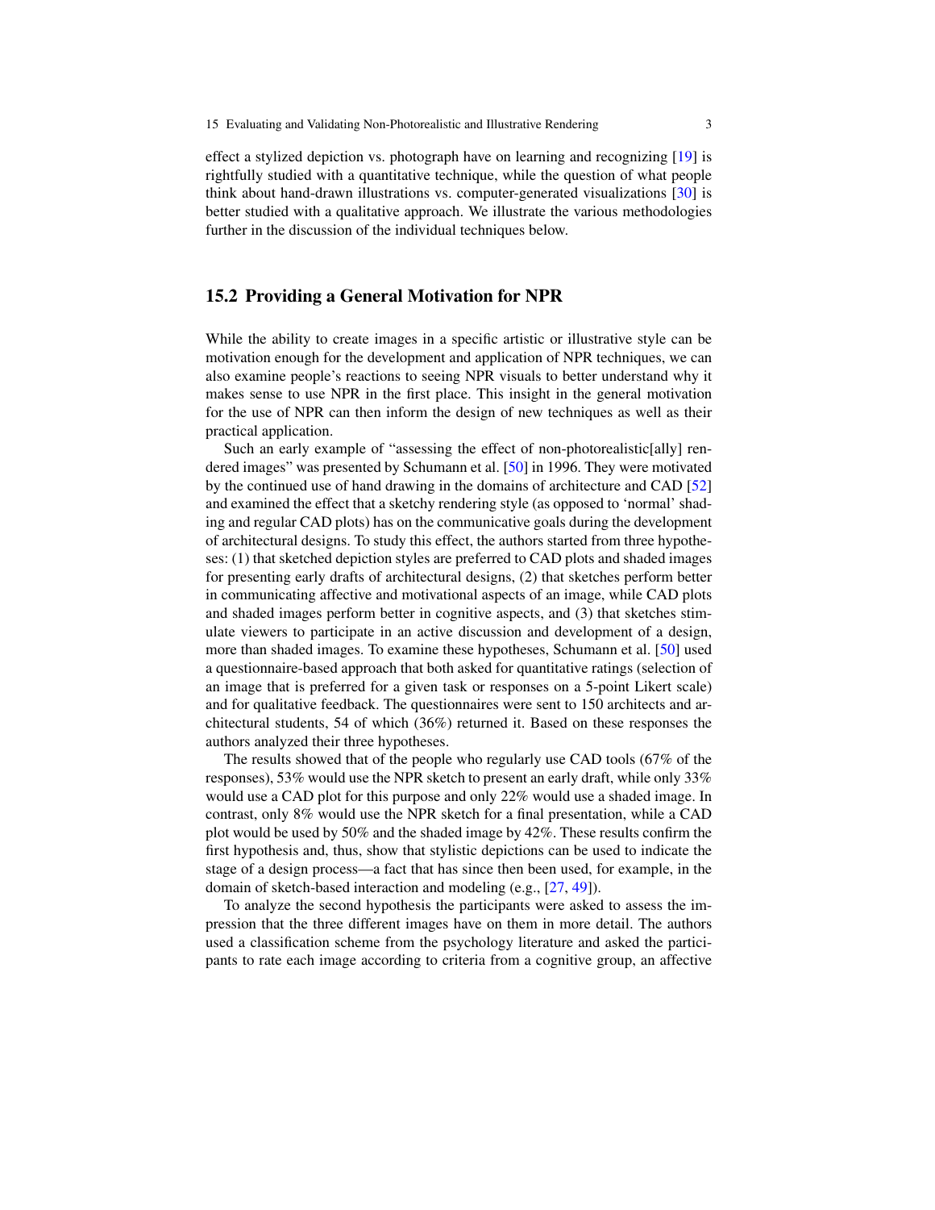effect a stylized depiction vs. photograph have on learning and recognizing [19] is rightfully studied with a quantitative technique, while the question of what people think about hand-drawn illustrations vs. computer-generated visualizations [30] is better studied with a qualitative approach. We illustrate the various methodologies further in the discussion of the individual techniques below.

## 15.2 Providing a General Motivation for NPR

While the ability to create images in a specific artistic or illustrative style can be motivation enough for the development and application of NPR techniques, we can also examine people's reactions to seeing NPR visuals to better understand why it makes sense to use NPR in the first place. This insight in the general motivation for the use of NPR can then inform the design of new techniques as well as their practical application.

Such an early example of "assessing the effect of non-photorealistic[ally] rendered images" was presented by Schumann et al. [50] in 1996. They were motivated by the continued use of hand drawing in the domains of architecture and CAD [52] and examined the effect that a sketchy rendering style (as opposed to 'normal' shading and regular CAD plots) has on the communicative goals during the development of architectural designs. To study this effect, the authors started from three hypotheses: (1) that sketched depiction styles are preferred to CAD plots and shaded images for presenting early drafts of architectural designs, (2) that sketches perform better in communicating affective and motivational aspects of an image, while CAD plots and shaded images perform better in cognitive aspects, and (3) that sketches stimulate viewers to participate in an active discussion and development of a design, more than shaded images. To examine these hypotheses, Schumann et al. [50] used a questionnaire-based approach that both asked for quantitative ratings (selection of an image that is preferred for a given task or responses on a 5-point Likert scale) and for qualitative feedback. The questionnaires were sent to 150 architects and architectural students, 54 of which (36%) returned it. Based on these responses the authors analyzed their three hypotheses.

The results showed that of the people who regularly use CAD tools (67% of the responses), 53% would use the NPR sketch to present an early draft, while only 33% would use a CAD plot for this purpose and only 22% would use a shaded image. In contrast, only 8% would use the NPR sketch for a final presentation, while a CAD plot would be used by 50% and the shaded image by 42%. These results confirm the first hypothesis and, thus, show that stylistic depictions can be used to indicate the stage of a design process—a fact that has since then been used, for example, in the domain of sketch-based interaction and modeling (e.g., [27, 49]).

To analyze the second hypothesis the participants were asked to assess the impression that the three different images have on them in more detail. The authors used a classification scheme from the psychology literature and asked the participants to rate each image according to criteria from a cognitive group, an affective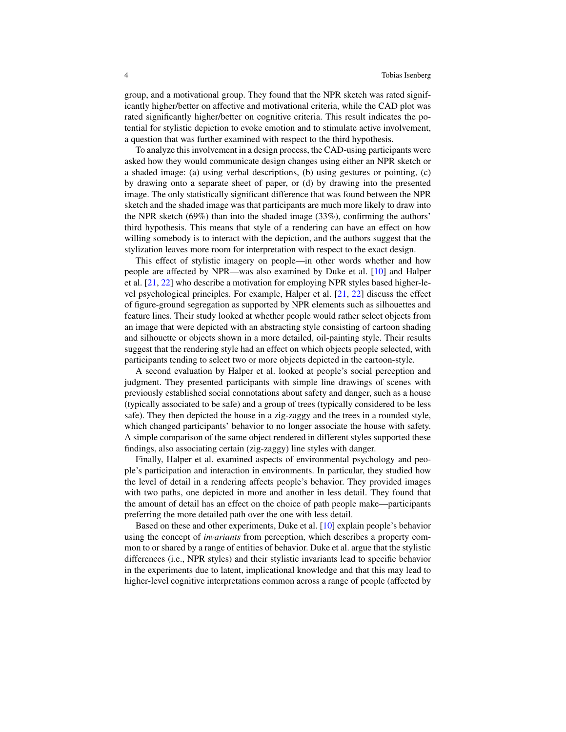group, and a motivational group. They found that the NPR sketch was rated significantly higher/better on affective and motivational criteria, while the CAD plot was rated significantly higher/better on cognitive criteria. This result indicates the potential for stylistic depiction to evoke emotion and to stimulate active involvement, a question that was further examined with respect to the third hypothesis.

To analyze this involvement in a design process, the CAD-using participants were asked how they would communicate design changes using either an NPR sketch or a shaded image: (a) using verbal descriptions, (b) using gestures or pointing, (c) by drawing onto a separate sheet of paper, or (d) by drawing into the presented image. The only statistically significant difference that was found between the NPR sketch and the shaded image was that participants are much more likely to draw into the NPR sketch (69%) than into the shaded image (33%), confirming the authors' third hypothesis. This means that style of a rendering can have an effect on how willing somebody is to interact with the depiction, and the authors suggest that the stylization leaves more room for interpretation with respect to the exact design.

This effect of stylistic imagery on people—in other words whether and how people are affected by NPR—was also examined by Duke et al. [10] and Halper et al. [21, 22] who describe a motivation for employing NPR styles based higher-level psychological principles. For example, Halper et al. [21, 22] discuss the effect of figure-ground segregation as supported by NPR elements such as silhouettes and feature lines. Their study looked at whether people would rather select objects from an image that were depicted with an abstracting style consisting of cartoon shading and silhouette or objects shown in a more detailed, oil-painting style. Their results suggest that the rendering style had an effect on which objects people selected, with participants tending to select two or more objects depicted in the cartoon-style.

A second evaluation by Halper et al. looked at people's social perception and judgment. They presented participants with simple line drawings of scenes with previously established social connotations about safety and danger, such as a house (typically associated to be safe) and a group of trees (typically considered to be less safe). They then depicted the house in a zig-zaggy and the trees in a rounded style, which changed participants' behavior to no longer associate the house with safety. A simple comparison of the same object rendered in different styles supported these findings, also associating certain (zig-zaggy) line styles with danger.

Finally, Halper et al. examined aspects of environmental psychology and people's participation and interaction in environments. In particular, they studied how the level of detail in a rendering affects people's behavior. They provided images with two paths, one depicted in more and another in less detail. They found that the amount of detail has an effect on the choice of path people make—participants preferring the more detailed path over the one with less detail.

Based on these and other experiments, Duke et al. [10] explain people's behavior using the concept of *invariants* from perception, which describes a property common to or shared by a range of entities of behavior. Duke et al. argue that the stylistic differences (i.e., NPR styles) and their stylistic invariants lead to specific behavior in the experiments due to latent, implicational knowledge and that this may lead to higher-level cognitive interpretations common across a range of people (affected by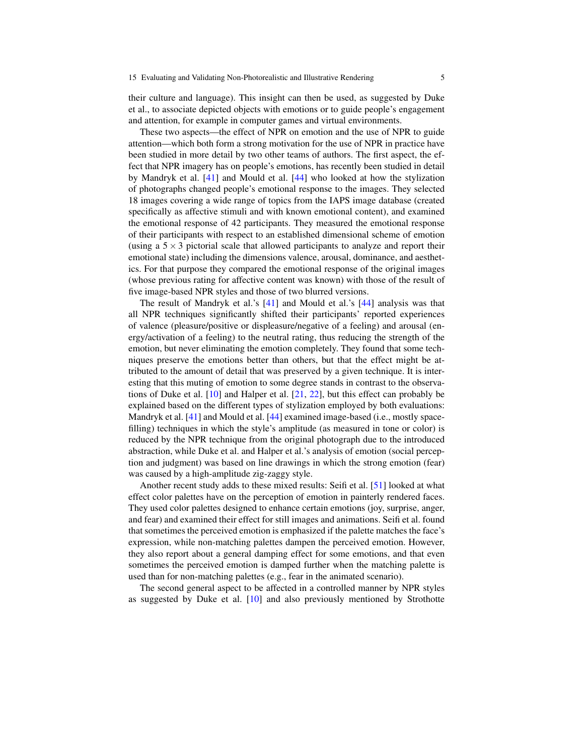their culture and language). This insight can then be used, as suggested by Duke et al., to associate depicted objects with emotions or to guide people's engagement and attention, for example in computer games and virtual environments.

These two aspects—the effect of NPR on emotion and the use of NPR to guide attention—which both form a strong motivation for the use of NPR in practice have been studied in more detail by two other teams of authors. The first aspect, the effect that NPR imagery has on people's emotions, has recently been studied in detail by Mandryk et al. [41] and Mould et al. [44] who looked at how the stylization of photographs changed people's emotional response to the images. They selected 18 images covering a wide range of topics from the IAPS image database (created specifically as affective stimuli and with known emotional content), and examined the emotional response of 42 participants. They measured the emotional response of their participants with respect to an established dimensional scheme of emotion (using a $5 \times 3$ pictorial scale that allowed participants to analyze and report their emotional state) including the dimensions valence, arousal, dominance, and aesthetics. For that purpose they compared the emotional response of the original images (whose previous rating for affective content was known) with those of the result of five image-based NPR styles and those of two blurred versions.

The result of Mandryk et al.'s [41] and Mould et al.'s [44] analysis was that all NPR techniques significantly shifted their participants' reported experiences of valence (pleasure/positive or displeasure/negative of a feeling) and arousal (energy/activation of a feeling) to the neutral rating, thus reducing the strength of the emotion, but never eliminating the emotion completely. They found that some techniques preserve the emotions better than others, but that the effect might be attributed to the amount of detail that was preserved by a given technique. It is interesting that this muting of emotion to some degree stands in contrast to the observations of Duke et al. [10] and Halper et al. [21, 22], but this effect can probably be explained based on the different types of stylization employed by both evaluations: Mandryk et al. [41] and Mould et al. [44] examined image-based (i.e., mostly space-filling) techniques in which the style's amplitude (as measured in tone or color) is reduced by the NPR technique from the original photograph due to the introduced abstraction, while Duke et al. and Halper et al.'s analysis of emotion (social perception and judgment) was based on line drawings in which the strong emotion (fear) was caused by a high-amplitude zig-zaggy style.

Another recent study adds to these mixed results: Seifi et al. [51] looked at what effect color palettes have on the perception of emotion in painterly rendered faces. They used color palettes designed to enhance certain emotions (joy, surprise, anger, and fear) and examined their effect for still images and animations. Seifi et al. found that sometimes the perceived emotion is emphasized if the palette matches the face's expression, while non-matching palettes dampen the perceived emotion. However, they also report about a general damping effect for some emotions, and that even sometimes the perceived emotion is damped further when the matching palette is used than for non-matching palettes (e.g., fear in the animated scenario).

The second general aspect to be affected in a controlled manner by NPR styles as suggested by Duke et al. [10] and also previously mentioned by Strothotte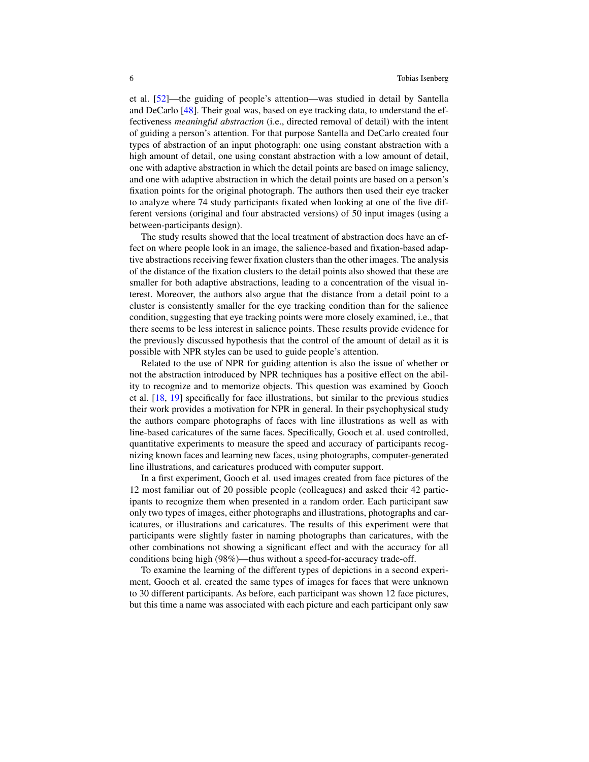et al. [52]—the guiding of people's attention—was studied in detail by Santella and DeCarlo [48]. Their goal was, based on eye tracking data, to understand the effectiveness *meaningful abstraction* (i.e., directed removal of detail) with the intent of guiding a person's attention. For that purpose Santella and DeCarlo created four types of abstraction of an input photograph: one using constant abstraction with a high amount of detail, one using constant abstraction with a low amount of detail, one with adaptive abstraction in which the detail points are based on image saliency, and one with adaptive abstraction in which the detail points are based on a person's fixation points for the original photograph. The authors then used their eye tracker to analyze where 74 study participants fixated when looking at one of the five different versions (original and four abstracted versions) of 50 input images (using a between-participants design).

The study results showed that the local treatment of abstraction does have an effect on where people look in an image, the salience-based and fixation-based adaptive abstractions receiving fewer fixation clusters than the other images. The analysis of the distance of the fixation clusters to the detail points also showed that these are smaller for both adaptive abstractions, leading to a concentration of the visual interest. Moreover, the authors also argue that the distance from a detail point to a cluster is consistently smaller for the eye tracking condition than for the salience condition, suggesting that eye tracking points were more closely examined, i.e., that there seems to be less interest in salience points. These results provide evidence for the previously discussed hypothesis that the control of the amount of detail as it is possible with NPR styles can be used to guide people's attention.

Related to the use of NPR for guiding attention is also the issue of whether or not the abstraction introduced by NPR techniques has a positive effect on the ability to recognize and to memorize objects. This question was examined by Gooch et al. [18, 19] specifically for face illustrations, but similar to the previous studies their work provides a motivation for NPR in general. In their psychophysical study the authors compare photographs of faces with line illustrations as well as with line-based caricatures of the same faces. Specifically, Gooch et al. used controlled, quantitative experiments to measure the speed and accuracy of participants recognizing known faces and learning new faces, using photographs, computer-generated line illustrations, and caricatures produced with computer support.

In a first experiment, Gooch et al. used images created from face pictures of the 12 most familiar out of 20 possible people (colleagues) and asked their 42 participants to recognize them when presented in a random order. Each participant saw only two types of images, either photographs and illustrations, photographs and caricatures, or illustrations and caricatures. The results of this experiment were that participants were slightly faster in naming photographs than caricatures, with the other combinations not showing a significant effect and with the accuracy for all conditions being high (98%)—thus without a speed-for-accuracy trade-off.

To examine the learning of the different types of depictions in a second experiment, Gooch et al. created the same types of images for faces that were unknown to 30 different participants. As before, each participant was shown 12 face pictures, but this time a name was associated with each picture and each participant only saw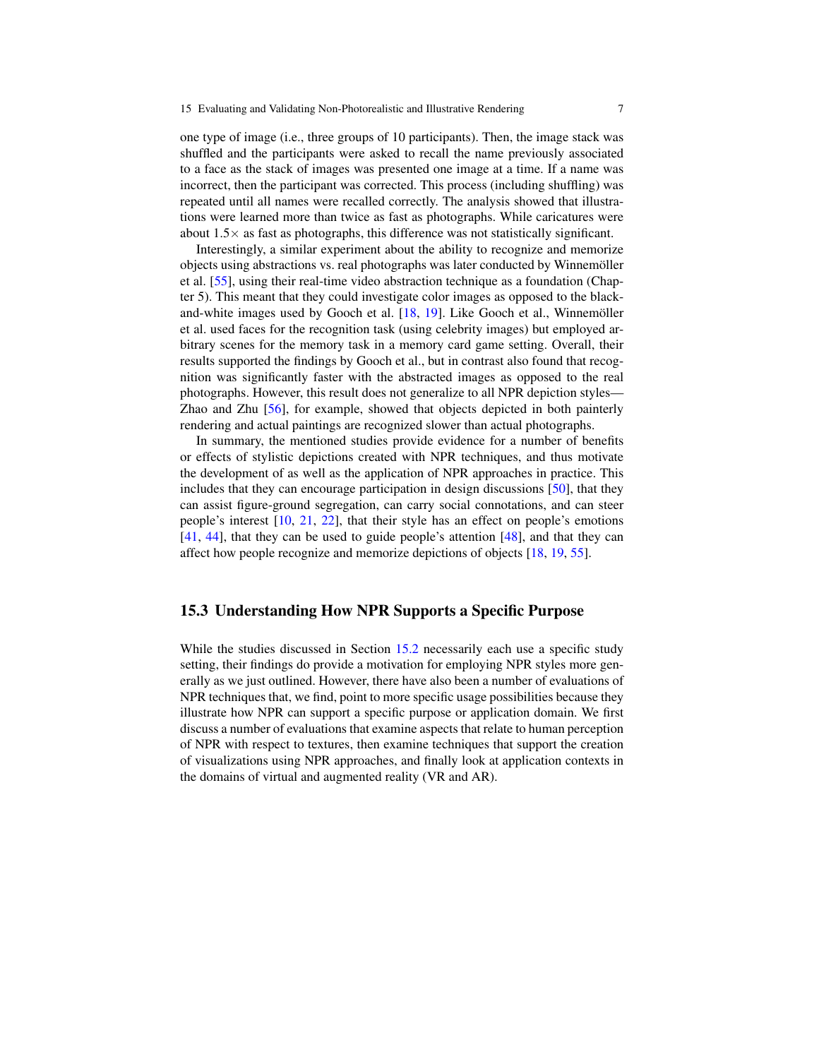one type of image (i.e., three groups of 10 participants). Then, the image stack was shuffled and the participants were asked to recall the name previously associated to a face as the stack of images was presented one image at a time. If a name was incorrect, then the participant was corrected. This process (including shuffling) was repeated until all names were recalled correctly. The analysis showed that illustrations were learned more than twice as fast as photographs. While caricatures were about $1.5\times$ as fast as photographs, this difference was not statistically significant.

Interestingly, a similar experiment about the ability to recognize and memorize objects using abstractions vs. real photographs was later conducted by Winnemöller et al. [55], using their real-time video abstraction technique as a foundation (Chapter 5). This meant that they could investigate color images as opposed to the black-and-white images used by Gooch et al. [18, 19]. Like Gooch et al., Winnemöller et al. used faces for the recognition task (using celebrity images) but employed arbitrary scenes for the memory task in a memory card game setting. Overall, their results supported the findings by Gooch et al., but in contrast also found that recognition was significantly faster with the abstracted images as opposed to the real photographs. However, this result does not generalize to all NPR depiction styles—Zhao and Zhu [56], for example, showed that objects depicted in both painterly rendering and actual paintings are recognized slower than actual photographs.

In summary, the mentioned studies provide evidence for a number of benefits or effects of stylistic depictions created with NPR techniques, and thus motivate the development of as well as the application of NPR approaches in practice. This includes that they can encourage participation in design discussions [50], that they can assist figure-ground segregation, can carry social connotations, and can steer people's interest [10, 21, 22], that their style has an effect on people's emotions [41, 44], that they can be used to guide people's attention [48], and that they can affect how people recognize and memorize depictions of objects [18, 19, 55].

## 15.3 Understanding How NPR Supports a Specific Purpose

While the studies discussed in Section 15.2 necessarily each use a specific study setting, their findings do provide a motivation for employing NPR styles more generally as we just outlined. However, there have also been a number of evaluations of NPR techniques that, we find, point to more specific usage possibilities because they illustrate how NPR can support a specific purpose or application domain. We first discuss a number of evaluations that examine aspects that relate to human perception of NPR with respect to textures, then examine techniques that support the creation of visualizations using NPR approaches, and finally look at application contexts in the domains of virtual and augmented reality (VR and AR).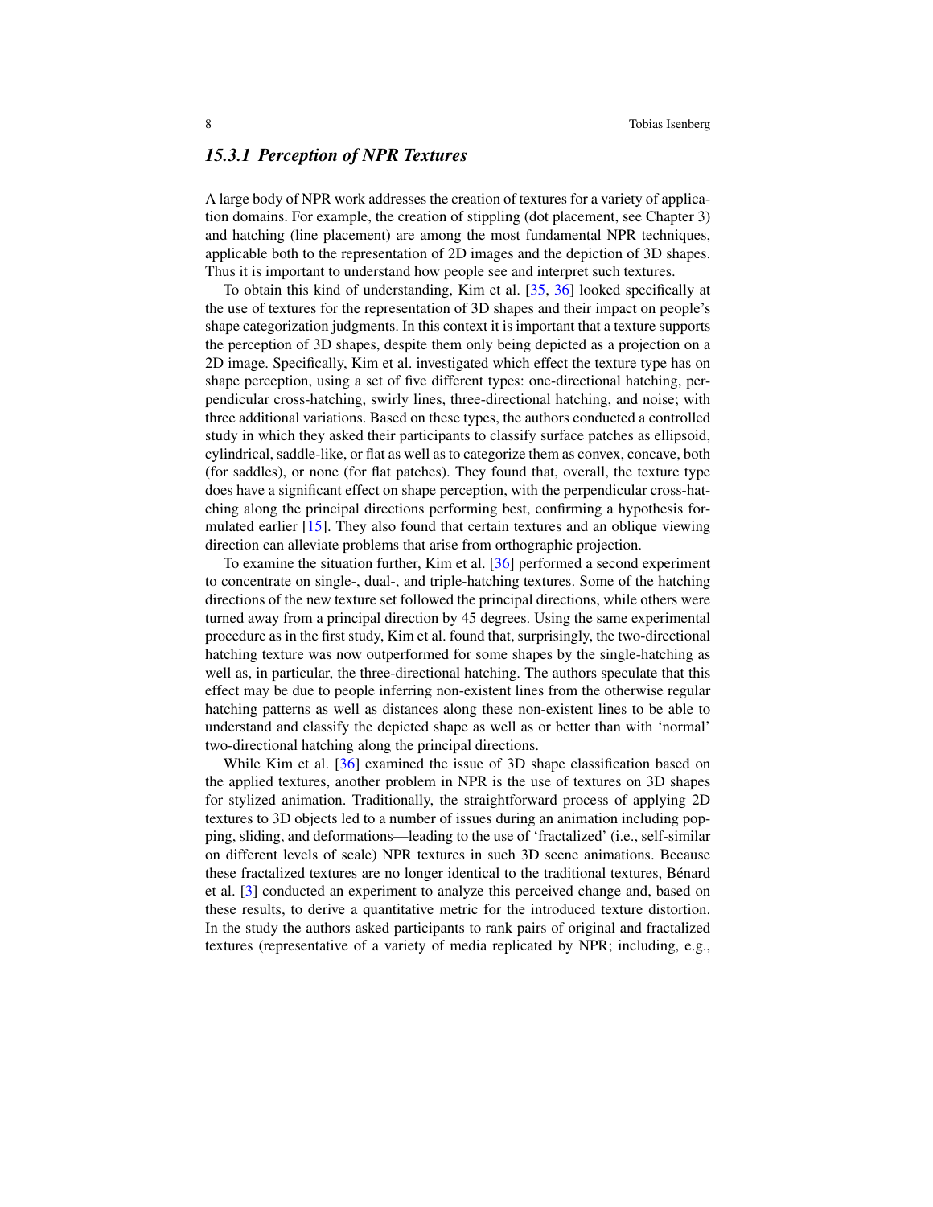### *15.3.1 Perception of NPR Textures*

A large body of NPR work addresses the creation of textures for a variety of application domains. For example, the creation of stippling (dot placement, see Chapter 3) and hatching (line placement) are among the most fundamental NPR techniques, applicable both to the representation of 2D images and the depiction of 3D shapes. Thus it is important to understand how people see and interpret such textures.

To obtain this kind of understanding, Kim et al. [35, 36] looked specifically at the use of textures for the representation of 3D shapes and their impact on people's shape categorization judgments. In this context it is important that a texture supports the perception of 3D shapes, despite them only being depicted as a projection on a 2D image. Specifically, Kim et al. investigated which effect the texture type has on shape perception, using a set of five different types: one-directional hatching, perpendicular cross-hatching, swirly lines, three-directional hatching, and noise; with three additional variations. Based on these types, the authors conducted a controlled study in which they asked their participants to classify surface patches as ellipsoid, cylindrical, saddle-like, or flat as well as to categorize them as convex, concave, both (for saddles), or none (for flat patches). They found that, overall, the texture type does have a significant effect on shape perception, with the perpendicular cross-hatching along the principal directions performing best, confirming a hypothesis formulated earlier [15]. They also found that certain textures and an oblique viewing direction can alleviate problems that arise from orthographic projection.

To examine the situation further, Kim et al. [36] performed a second experiment to concentrate on single-, dual-, and triple-hatching textures. Some of the hatching directions of the new texture set followed the principal directions, while others were turned away from a principal direction by 45 degrees. Using the same experimental procedure as in the first study, Kim et al. found that, surprisingly, the two-directional hatching texture was now outperformed for some shapes by the single-hatching as well as, in particular, the three-directional hatching. The authors speculate that this effect may be due to people inferring non-existent lines from the otherwise regular hatching patterns as well as distances along these non-existent lines to be able to understand and classify the depicted shape as well as or better than with 'normal' two-directional hatching along the principal directions.

While Kim et al. [36] examined the issue of 3D shape classification based on the applied textures, another problem in NPR is the use of textures on 3D shapes for stylized animation. Traditionally, the straightforward process of applying 2D textures to 3D objects led to a number of issues during an animation including popping, sliding, and deformations—leading to the use of 'fractalized' (i.e., self-similar on different levels of scale) NPR textures in such 3D scene animations. Because these fractalized textures are no longer identical to the traditional textures, Bénard et al. [3] conducted an experiment to analyze this perceived change and, based on these results, to derive a quantitative metric for the introduced texture distortion. In the study the authors asked participants to rank pairs of original and fractalized textures (representative of a variety of media replicated by NPR; including, e.g.,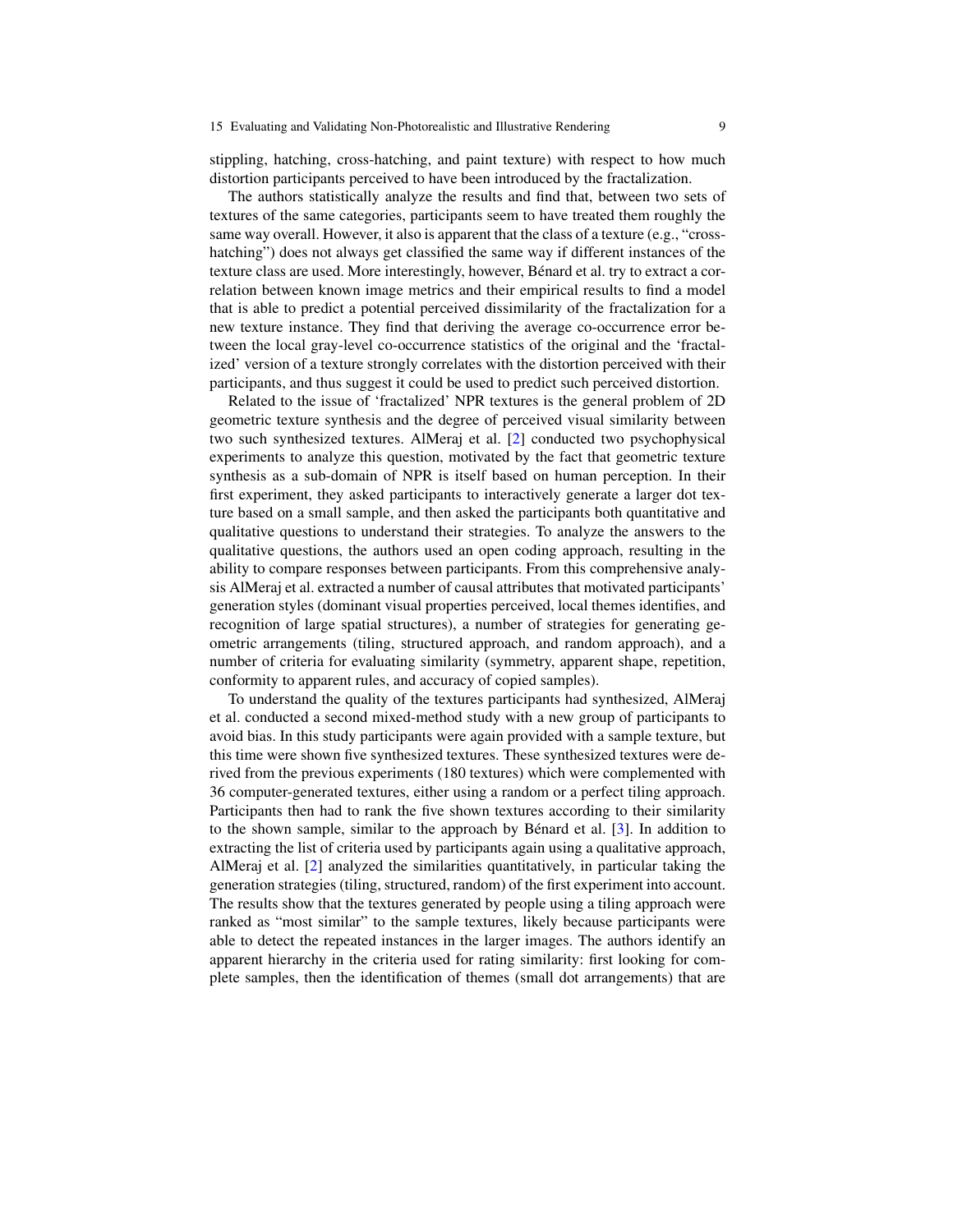stippling, hatching, cross-hatching, and paint texture) with respect to how much distortion participants perceived to have been introduced by the fractalization.

The authors statistically analyze the results and find that, between two sets of textures of the same categories, participants seem to have treated them roughly the same way overall. However, it also is apparent that the class of a texture (e.g., "cross-hatching") does not always get classified the same way if different instances of the texture class are used. More interestingly, however, Bénard et al. try to extract a correlation between known image metrics and their empirical results to find a model that is able to predict a potential perceived dissimilarity of the fractalization for a new texture instance. They find that deriving the average co-occurrence error between the local gray-level co-occurrence statistics of the original and the 'fractalized' version of a texture strongly correlates with the distortion perceived with their participants, and thus suggest it could be used to predict such perceived distortion.

Related to the issue of 'fractalized' NPR textures is the general problem of 2D geometric texture synthesis and the degree of perceived visual similarity between two such synthesized textures. AlMeraj et al. [2] conducted two psychophysical experiments to analyze this question, motivated by the fact that geometric texture synthesis as a sub-domain of NPR is itself based on human perception. In their first experiment, they asked participants to interactively generate a larger dot texture based on a small sample, and then asked the participants both quantitative and qualitative questions to understand their strategies. To analyze the answers to the qualitative questions, the authors used an open coding approach, resulting in the ability to compare responses between participants. From this comprehensive analysis AlMeraj et al. extracted a number of causal attributes that motivated participants' generation styles (dominant visual properties perceived, local themes identifies, and recognition of large spatial structures), a number of strategies for generating geometric arrangements (tiling, structured approach, and random approach), and a number of criteria for evaluating similarity (symmetry, apparent shape, repetition, conformity to apparent rules, and accuracy of copied samples).

To understand the quality of the textures participants had synthesized, AlMeraj et al. conducted a second mixed-method study with a new group of participants to avoid bias. In this study participants were again provided with a sample texture, but this time were shown five synthesized textures. These synthesized textures were derived from the previous experiments (180 textures) which were complemented with 36 computer-generated textures, either using a random or a perfect tiling approach. Participants then had to rank the five shown textures according to their similarity to the shown sample, similar to the approach by Bénard et al. [3]. In addition to extracting the list of criteria used by participants again using a qualitative approach, AlMeraj et al. [2] analyzed the similarities quantitatively, in particular taking the generation strategies (tiling, structured, random) of the first experiment into account. The results show that the textures generated by people using a tiling approach were ranked as "most similar" to the sample textures, likely because participants were able to detect the repeated instances in the larger images. The authors identify an apparent hierarchy in the criteria used for rating similarity: first looking for complete samples, then the identification of themes (small dot arrangements) that are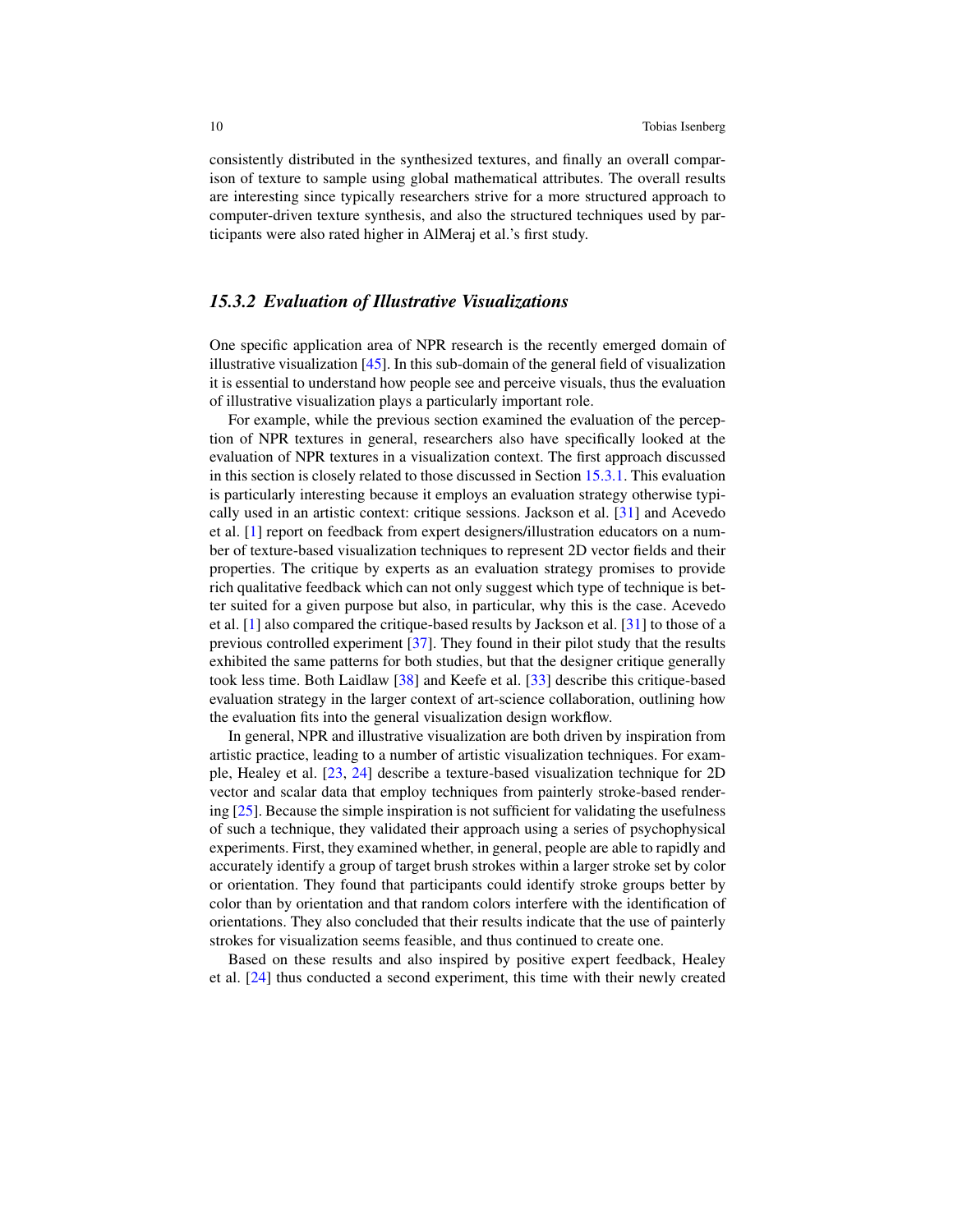consistently distributed in the synthesized textures, and finally an overall comparison of texture to sample using global mathematical attributes. The overall results are interesting since typically researchers strive for a more structured approach to computer-driven texture synthesis, and also the structured techniques used by participants were also rated higher in AlMeraj et al.'s first study.

### *15.3.2 Evaluation of Illustrative Visualizations*

One specific application area of NPR research is the recently emerged domain of illustrative visualization [45]. In this sub-domain of the general field of visualization it is essential to understand how people see and perceive visuals, thus the evaluation of illustrative visualization plays a particularly important role.

For example, while the previous section examined the evaluation of the perception of NPR textures in general, researchers also have specifically looked at the evaluation of NPR textures in a visualization context. The first approach discussed in this section is closely related to those discussed in Section 15.3.1. This evaluation is particularly interesting because it employs an evaluation strategy otherwise typically used in an artistic context: critique sessions. Jackson et al. [31] and Acevedo et al. [1] report on feedback from expert designers/illustration educators on a number of texture-based visualization techniques to represent 2D vector fields and their properties. The critique by experts as an evaluation strategy promises to provide rich qualitative feedback which can not only suggest which type of technique is better suited for a given purpose but also, in particular, why this is the case. Acevedo et al. [1] also compared the critique-based results by Jackson et al. [31] to those of a previous controlled experiment [37]. They found in their pilot study that the results exhibited the same patterns for both studies, but that the designer critique generally took less time. Both Laidlaw [38] and Keefe et al. [33] describe this critique-based evaluation strategy in the larger context of art-science collaboration, outlining how the evaluation fits into the general visualization design workflow.

In general, NPR and illustrative visualization are both driven by inspiration from artistic practice, leading to a number of artistic visualization techniques. For example, Healey et al. [23, 24] describe a texture-based visualization technique for 2D vector and scalar data that employ techniques from painterly stroke-based rendering [25]. Because the simple inspiration is not sufficient for validating the usefulness of such a technique, they validated their approach using a series of psychophysical experiments. First, they examined whether, in general, people are able to rapidly and accurately identify a group of target brush strokes within a larger stroke set by color or orientation. They found that participants could identify stroke groups better by color than by orientation and that random colors interfere with the identification of orientations. They also concluded that their results indicate that the use of painterly strokes for visualization seems feasible, and thus continued to create one.

Based on these results and also inspired by positive expert feedback, Healey et al. [24] thus conducted a second experiment, this time with their newly created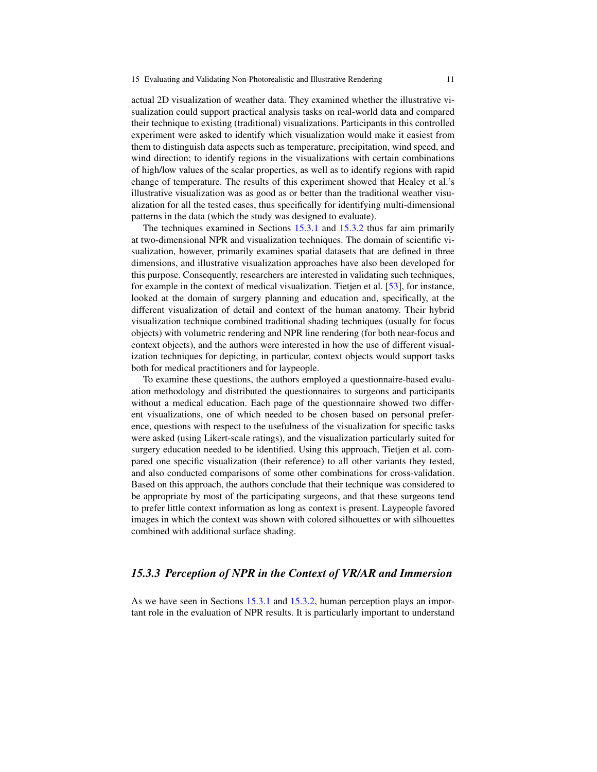actual 2D visualization of weather data. They examined whether the illustrative visualization could support practical analysis tasks on real-world data and compared their technique to existing (traditional) visualizations. Participants in this controlled experiment were asked to identify which visualization would make it easiest from them to distinguish data aspects such as temperature, precipitation, wind speed, and wind direction; to identify regions in the visualizations with certain combinations of high/low values of the scalar properties, as well as to identify regions with rapid change of temperature. The results of this experiment showed that Healey et al.'s illustrative visualization was as good as or better than the traditional weather visualization for all the tested cases, thus specifically for identifying multi-dimensional patterns in the data (which the study was designed to evaluate).

The techniques examined in Sections 15.3.1 and 15.3.2 thus far aim primarily at two-dimensional NPR and visualization techniques. The domain of scientific visualization, however, primarily examines spatial datasets that are defined in three dimensions, and illustrative visualization approaches have also been developed for this purpose. Consequently, researchers are interested in validating such techniques, for example in the context of medical visualization. Tietjen et al. [53], for instance, looked at the domain of surgery planning and education and, specifically, at the different visualization of detail and context of the human anatomy. Their hybrid visualization technique combined traditional shading techniques (usually for focus objects) with volumetric rendering and NPR line rendering (for both near-focus and context objects), and the authors were interested in how the use of different visualization techniques for depicting, in particular, context objects would support tasks both for medical practitioners and for laypeople.

To examine these questions, the authors employed a questionnaire-based evaluation methodology and distributed the questionnaires to surgeons and participants without a medical education. Each page of the questionnaire showed two different visualizations, one of which needed to be chosen based on personal preference, questions with respect to the usefulness of the visualization for specific tasks were asked (using Likert-scale ratings), and the visualization particularly suited for surgery education needed to be identified. Using this approach, Tietjen et al. compared one specific visualization (their reference) to all other variants they tested, and also conducted comparisons of some other combinations for cross-validation. Based on this approach, the authors conclude that their technique was considered to be appropriate by most of the participating surgeons, and that these surgeons tend to prefer little context information as long as context is present. Laypeople favored images in which the context was shown with colored silhouettes or with silhouettes combined with additional surface shading.

### *15.3.3 Perception of NPR in the Context of VR/AR and Immersion*

As we have seen in Sections 15.3.1 and 15.3.2, human perception plays an important role in the evaluation of NPR results. It is particularly important to understand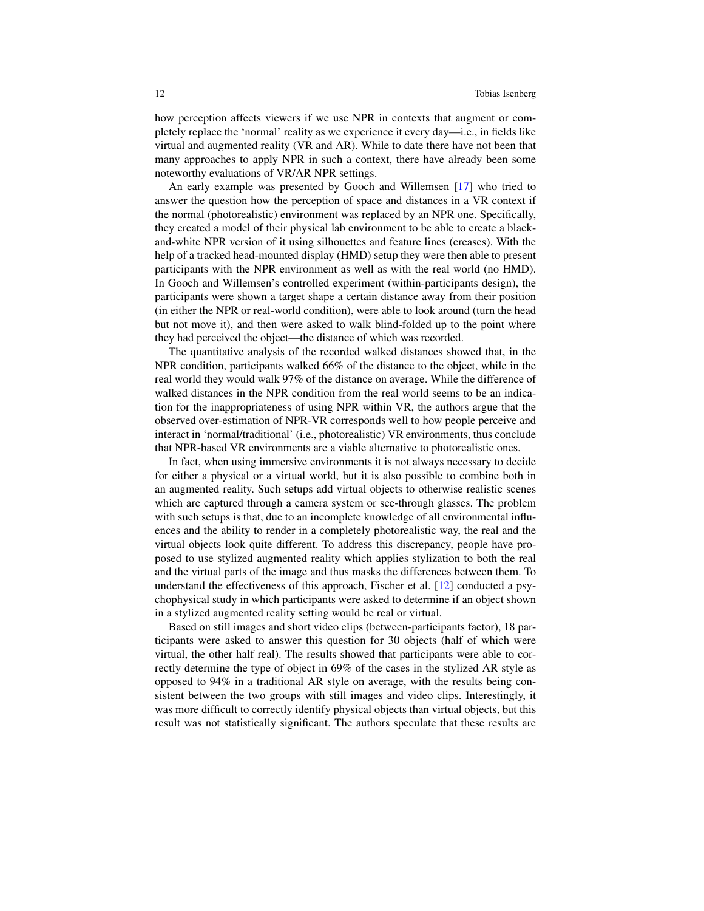how perception affects viewers if we use NPR in contexts that augment or completely replace the 'normal' reality as we experience it every day—i.e., in fields like virtual and augmented reality (VR and AR). While to date there have not been that many approaches to apply NPR in such a context, there have already been some noteworthy evaluations of VR/AR NPR settings.

An early example was presented by Gooch and Willemsen [17] who tried to answer the question how the perception of space and distances in a VR context if the normal (photorealistic) environment was replaced by an NPR one. Specifically, they created a model of their physical lab environment to be able to create a black-and-white NPR version of it using silhouettes and feature lines (creases). With the help of a tracked head-mounted display (HMD) setup they were then able to present participants with the NPR environment as well as with the real world (no HMD). In Gooch and Willemsen's controlled experiment (within-participants design), the participants were shown a target shape a certain distance away from their position (in either the NPR or real-world condition), were able to look around (turn the head but not move it), and then were asked to walk blind-folded up to the point where they had perceived the object—the distance of which was recorded.

The quantitative analysis of the recorded walked distances showed that, in the NPR condition, participants walked 66% of the distance to the object, while in the real world they would walk 97% of the distance on average. While the difference of walked distances in the NPR condition from the real world seems to be an indication for the inappropriateness of using NPR within VR, the authors argue that the observed over-estimation of NPR-VR corresponds well to how people perceive and interact in 'normal/traditional' (i.e., photorealistic) VR environments, thus conclude that NPR-based VR environments are a viable alternative to photorealistic ones.

In fact, when using immersive environments it is not always necessary to decide for either a physical or a virtual world, but it is also possible to combine both in an augmented reality. Such setups add virtual objects to otherwise realistic scenes which are captured through a camera system or see-through glasses. The problem with such setups is that, due to an incomplete knowledge of all environmental influences and the ability to render in a completely photorealistic way, the real and the virtual objects look quite different. To address this discrepancy, people have proposed to use stylized augmented reality which applies stylization to both the real and the virtual parts of the image and thus masks the differences between them. To understand the effectiveness of this approach, Fischer et al. [12] conducted a psychophysical study in which participants were asked to determine if an object shown in a stylized augmented reality setting would be real or virtual.

Based on still images and short video clips (between-participants factor), 18 participants were asked to answer this question for 30 objects (half of which were virtual, the other half real). The results showed that participants were able to correctly determine the type of object in 69% of the cases in the stylized AR style as opposed to 94% in a traditional AR style on average, with the results being consistent between the two groups with still images and video clips. Interestingly, it was more difficult to correctly identify physical objects than virtual objects, but this result was not statistically significant. The authors speculate that these results are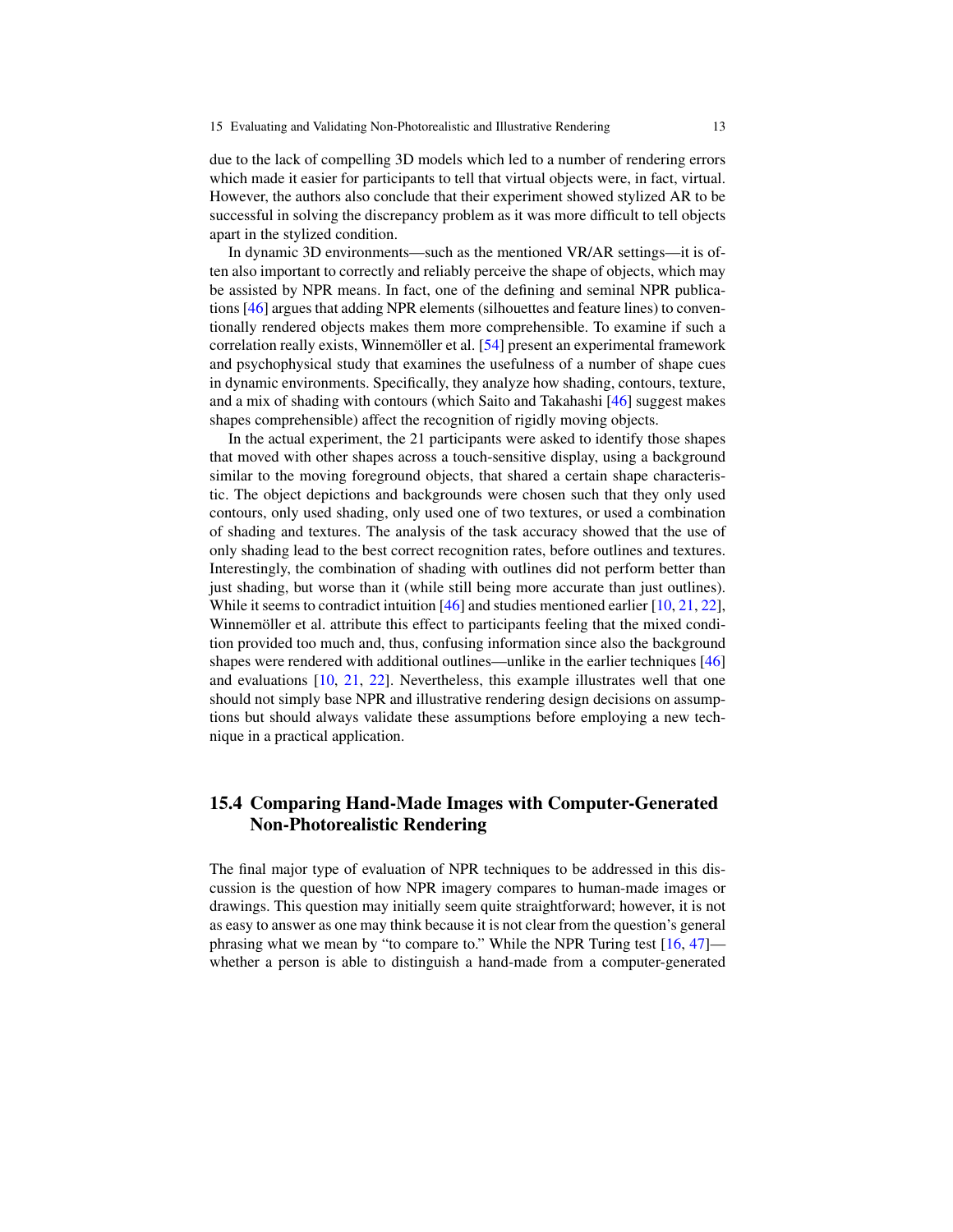due to the lack of compelling 3D models which led to a number of rendering errors which made it easier for participants to tell that virtual objects were, in fact, virtual. However, the authors also conclude that their experiment showed stylized AR to be successful in solving the discrepancy problem as it was more difficult to tell objects apart in the stylized condition.

In dynamic 3D environments—such as the mentioned VR/AR settings—it is often also important to correctly and reliably perceive the shape of objects, which may be assisted by NPR means. In fact, one of the defining and seminal NPR publications [46] argues that adding NPR elements (silhouettes and feature lines) to conventionally rendered objects makes them more comprehensible. To examine if such a correlation really exists, Winnemöller et al. [54] present an experimental framework and psychophysical study that examines the usefulness of a number of shape cues in dynamic environments. Specifically, they analyze how shading, contours, texture, and a mix of shading with contours (which Saito and Takahashi [46] suggest makes shapes comprehensible) affect the recognition of rigidly moving objects.

In the actual experiment, the 21 participants were asked to identify those shapes that moved with other shapes across a touch-sensitive display, using a background similar to the moving foreground objects, that shared a certain shape characteristic. The object depictions and backgrounds were chosen such that they only used contours, only used shading, only used one of two textures, or used a combination of shading and textures. The analysis of the task accuracy showed that the use of only shading lead to the best correct recognition rates, before outlines and textures. Interestingly, the combination of shading with outlines did not perform better than just shading, but worse than it (while still being more accurate than just outlines). While it seems to contradict intuition [46] and studies mentioned earlier [10, 21, 22], Winnemöller et al. attribute this effect to participants feeling that the mixed condition provided too much and, thus, confusing information since also the background shapes were rendered with additional outlines—unlike in the earlier techniques [46] and evaluations [10, 21, 22]. Nevertheless, this example illustrates well that one should not simply base NPR and illustrative rendering design decisions on assumptions but should always validate these assumptions before employing a new technique in a practical application.

## 15.4 Comparing Hand-Made Images with Computer-Generated Non-Photorealistic Rendering

The final major type of evaluation of NPR techniques to be addressed in this discussion is the question of how NPR imagery compares to human-made images or drawings. This question may initially seem quite straightforward; however, it is not as easy to answer as one may think because it is not clear from the question's general phrasing what we mean by "to compare to." While the NPR Turing test [16, 47]—whether a person is able to distinguish a hand-made from a computer-generated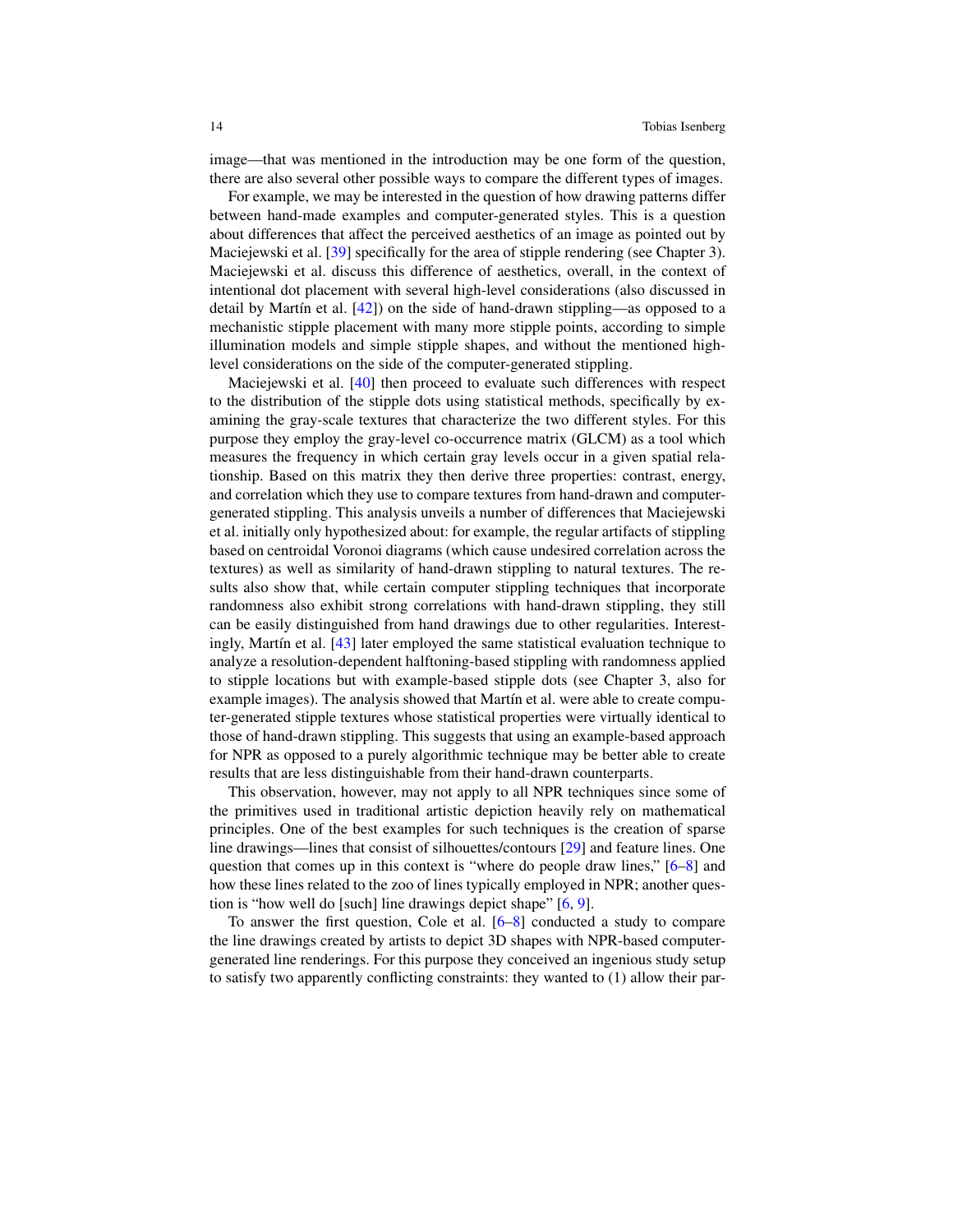image—that was mentioned in the introduction may be one form of the question, there are also several other possible ways to compare the different types of images.

For example, we may be interested in the question of how drawing patterns differ between hand-made examples and computer-generated styles. This is a question about differences that affect the perceived aesthetics of an image as pointed out by Maciejewski et al. [39] specifically for the area of stipple rendering (see Chapter 3). Maciejewski et al. discuss this difference of aesthetics, overall, in the context of intentional dot placement with several high-level considerations (also discussed in detail by Martín et al. [42]) on the side of hand-drawn stippling—as opposed to a mechanistic stipple placement with many more stipple points, according to simple illumination models and simple stipple shapes, and without the mentioned high-level considerations on the side of the computer-generated stippling.

Maciejewski et al. [40] then proceed to evaluate such differences with respect to the distribution of the stipple dots using statistical methods, specifically by examining the gray-scale textures that characterize the two different styles. For this purpose they employ the gray-level co-occurrence matrix (GLCM) as a tool which measures the frequency in which certain gray levels occur in a given spatial relationship. Based on this matrix they then derive three properties: contrast, energy, and correlation which they use to compare textures from hand-drawn and computer-generated stippling. This analysis unveils a number of differences that Maciejewski et al. initially only hypothesized about: for example, the regular artifacts of stippling based on centroidal Voronoi diagrams (which cause undesired correlation across the textures) as well as similarity of hand-drawn stippling to natural textures. The results also show that, while certain computer stippling techniques that incorporate randomness also exhibit strong correlations with hand-drawn stippling, they still can be easily distinguished from hand drawings due to other regularities. Interestingly, Martín et al. [43] later employed the same statistical evaluation technique to analyze a resolution-dependent halftoning-based stippling with randomness applied to stipple locations but with example-based stipple dots (see Chapter 3, also for example images). The analysis showed that Martín et al. were able to create computer-generated stipple textures whose statistical properties were virtually identical to those of hand-drawn stippling. This suggests that using an example-based approach for NPR as opposed to a purely algorithmic technique may be better able to create results that are less distinguishable from their hand-drawn counterparts.

This observation, however, may not apply to all NPR techniques since some of the primitives used in traditional artistic depiction heavily rely on mathematical principles. One of the best examples for such techniques is the creation of sparse line drawings—lines that consist of silhouettes/contours [29] and feature lines. One question that comes up in this context is "where do people draw lines," [6–8] and how these lines related to the zoo of lines typically employed in NPR; another question is "how well do [such] line drawings depict shape" [6, 9].

To answer the first question, Cole et al. [6–8] conducted a study to compare the line drawings created by artists to depict 3D shapes with NPR-based computer-generated line renderings. For this purpose they conceived an ingenious study setup to satisfy two apparently conflicting constraints: they wanted to (1) allow their par-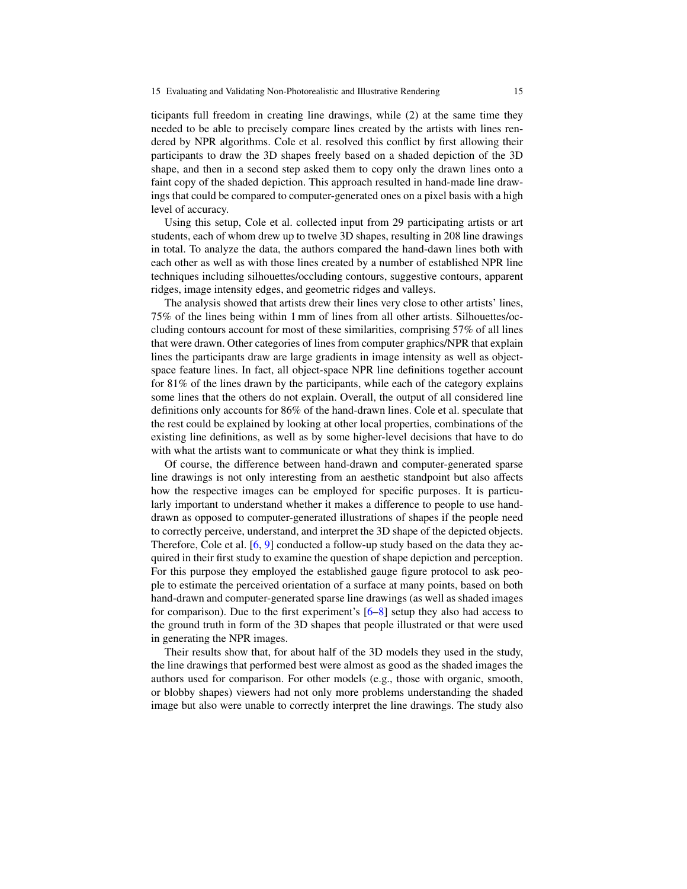ticipants full freedom in creating line drawings, while (2) at the same time they needed to be able to precisely compare lines created by the artists with lines rendered by NPR algorithms. Cole et al. resolved this conflict by first allowing their participants to draw the 3D shapes freely based on a shaded depiction of the 3D shape, and then in a second step asked them to copy only the drawn lines onto a faint copy of the shaded depiction. This approach resulted in hand-made line drawings that could be compared to computer-generated ones on a pixel basis with a high level of accuracy.

Using this setup, Cole et al. collected input from 29 participating artists or art students, each of whom drew up to twelve 3D shapes, resulting in 208 line drawings in total. To analyze the data, the authors compared the hand-dawn lines both with each other as well as with those lines created by a number of established NPR line techniques including silhouettes/occluding contours, suggestive contours, apparent ridges, image intensity edges, and geometric ridges and valleys.

The analysis showed that artists drew their lines very close to other artists' lines, 75% of the lines being within 1 mm of lines from all other artists. Silhouettes/occluding contours account for most of these similarities, comprising 57% of all lines that were drawn. Other categories of lines from computer graphics/NPR that explain lines the participants draw are large gradients in image intensity as well as object-space feature lines. In fact, all object-space NPR line definitions together account for 81% of the lines drawn by the participants, while each of the category explains some lines that the others do not explain. Overall, the output of all considered line definitions only accounts for 86% of the hand-drawn lines. Cole et al. speculate that the rest could be explained by looking at other local properties, combinations of the existing line definitions, as well as by some higher-level decisions that have to do with what the artists want to communicate or what they think is implied.

Of course, the difference between hand-drawn and computer-generated sparse line drawings is not only interesting from an aesthetic standpoint but also affects how the respective images can be employed for specific purposes. It is particularly important to understand whether it makes a difference to people to use hand-drawn as opposed to computer-generated illustrations of shapes if the people need to correctly perceive, understand, and interpret the 3D shape of the depicted objects. Therefore, Cole et al. [6, 9] conducted a follow-up study based on the data they acquired in their first study to examine the question of shape depiction and perception. For this purpose they employed the established gauge figure protocol to ask people to estimate the perceived orientation of a surface at many points, based on both hand-drawn and computer-generated sparse line drawings (as well as shaded images for comparison). Due to the first experiment's [6–8] setup they also had access to the ground truth in form of the 3D shapes that people illustrated or that were used in generating the NPR images.

Their results show that, for about half of the 3D models they used in the study, the line drawings that performed best were almost as good as the shaded images the authors used for comparison. For other models (e.g., those with organic, smooth, or blobby shapes) viewers had not only more problems understanding the shaded image but also were unable to correctly interpret the line drawings. The study also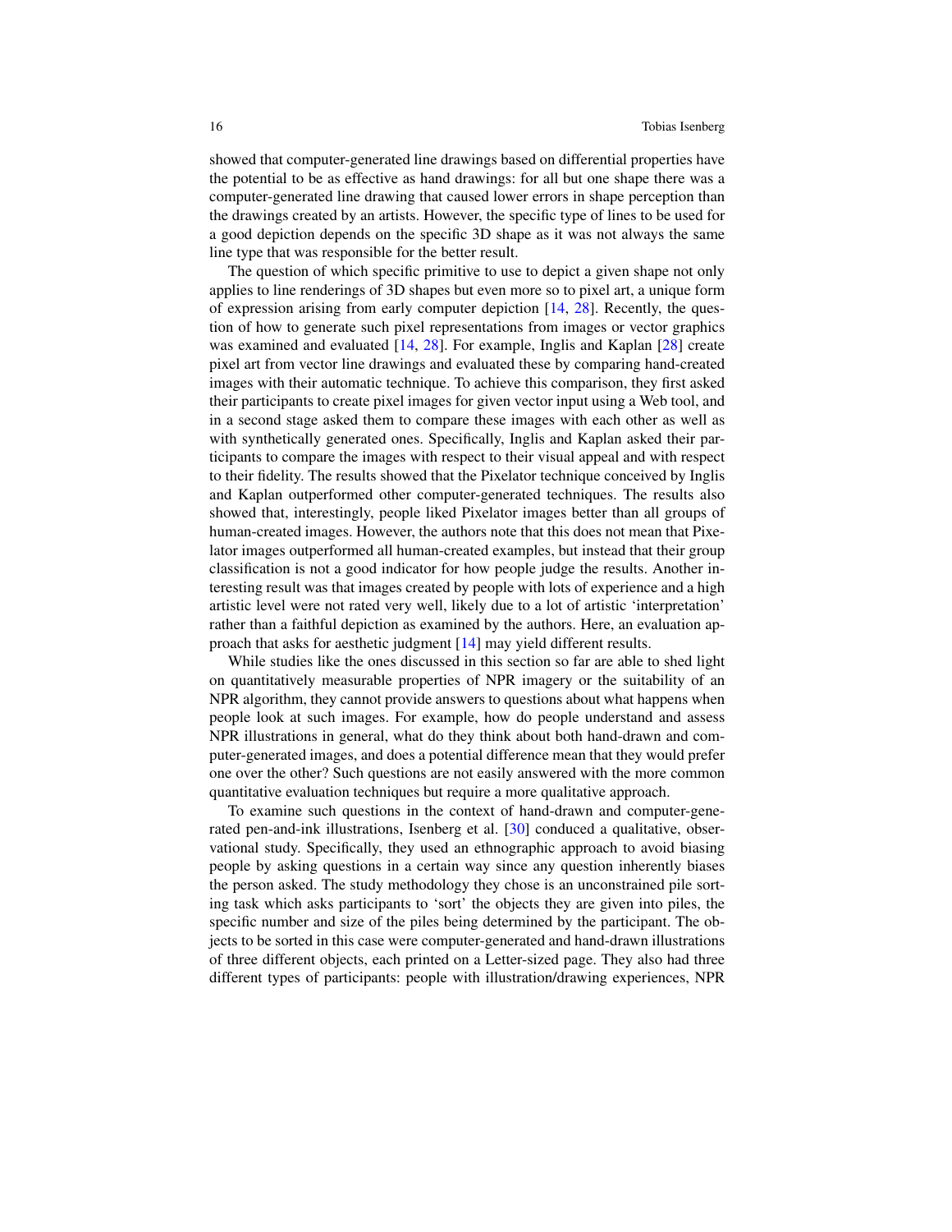showed that computer-generated line drawings based on differential properties have the potential to be as effective as hand drawings: for all but one shape there was a computer-generated line drawing that caused lower errors in shape perception than the drawings created by an artists. However, the specific type of lines to be used for a good depiction depends on the specific 3D shape as it was not always the same line type that was responsible for the better result.

The question of which specific primitive to use to depict a given shape not only applies to line renderings of 3D shapes but even more so to pixel art, a unique form of expression arising from early computer depiction [14, 28]. Recently, the question of how to generate such pixel representations from images or vector graphics was examined and evaluated [14, 28]. For example, Inglis and Kaplan [28] create pixel art from vector line drawings and evaluated these by comparing hand-created images with their automatic technique. To achieve this comparison, they first asked their participants to create pixel images for given vector input using a Web tool, and in a second stage asked them to compare these images with each other as well as with synthetically generated ones. Specifically, Inglis and Kaplan asked their participants to compare the images with respect to their visual appeal and with respect to their fidelity. The results showed that the Pixelator technique conceived by Inglis and Kaplan outperformed other computer-generated techniques. The results also showed that, interestingly, people liked Pixelator images better than all groups of human-created images. However, the authors note that this does not mean that Pixelator images outperformed all human-created examples, but instead that their group classification is not a good indicator for how people judge the results. Another interesting result was that images created by people with lots of experience and a high artistic level were not rated very well, likely due to a lot of artistic 'interpretation' rather than a faithful depiction as examined by the authors. Here, an evaluation approach that asks for aesthetic judgment [14] may yield different results.

While studies like the ones discussed in this section so far are able to shed light on quantitatively measurable properties of NPR imagery or the suitability of an NPR algorithm, they cannot provide answers to questions about what happens when people look at such images. For example, how do people understand and assess NPR illustrations in general, what do they think about both hand-drawn and computer-generated images, and does a potential difference mean that they would prefer one over the other? Such questions are not easily answered with the more common quantitative evaluation techniques but require a more qualitative approach.

To examine such questions in the context of hand-drawn and computer-generated pen-and-ink illustrations, Isenberg et al. [30] conduced a qualitative, observational study. Specifically, they used an ethnographic approach to avoid biasing people by asking questions in a certain way since any question inherently biases the person asked. The study methodology they chose is an unconstrained pile sorting task which asks participants to 'sort' the objects they are given into piles, the specific number and size of the piles being determined by the participant. The objects to be sorted in this case were computer-generated and hand-drawn illustrations of three different objects, each printed on a Letter-sized page. They also had three different types of participants: people with illustration/drawing experiences, NPR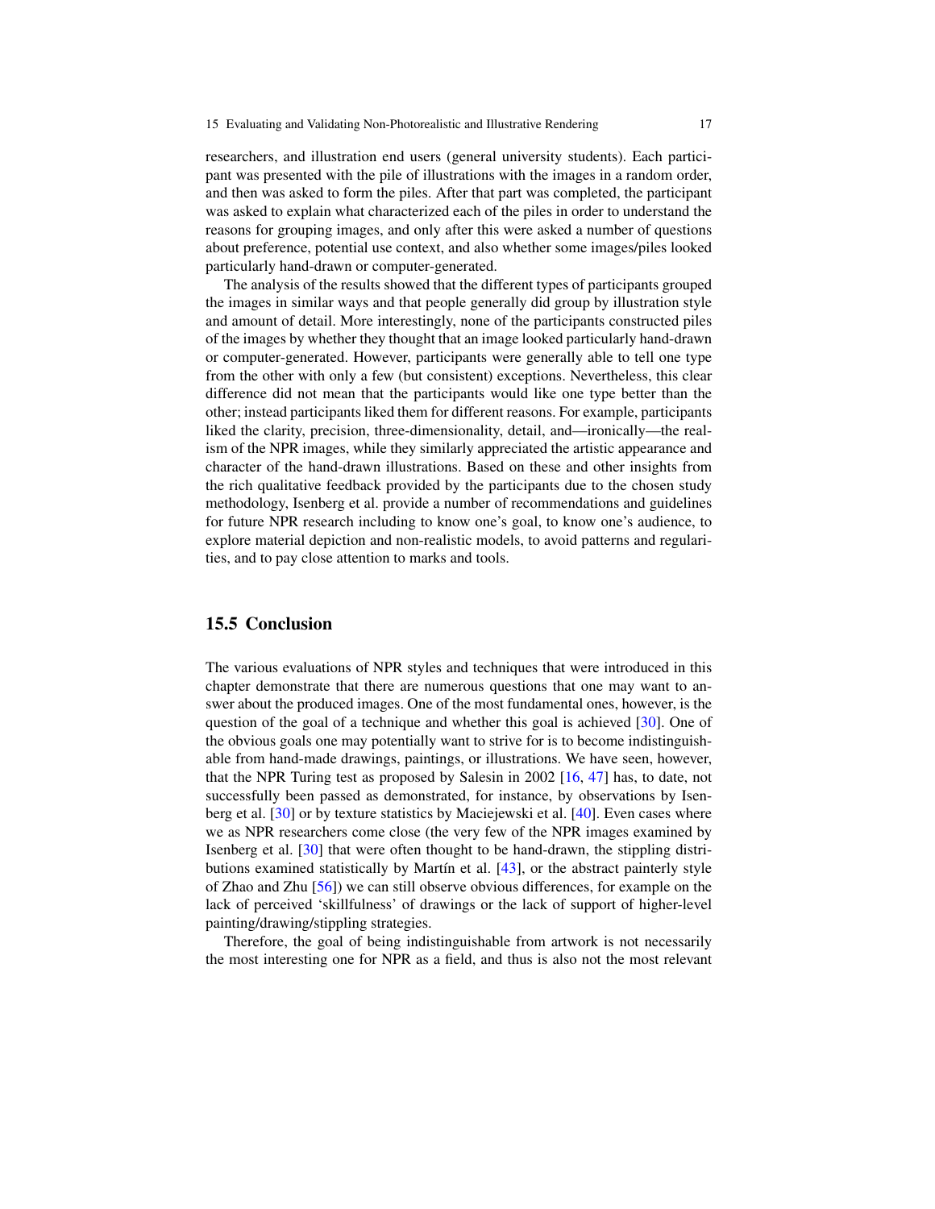researchers, and illustration end users (general university students). Each participant was presented with the pile of illustrations with the images in a random order, and then was asked to form the piles. After that part was completed, the participant was asked to explain what characterized each of the piles in order to understand the reasons for grouping images, and only after this were asked a number of questions about preference, potential use context, and also whether some images/piles looked particularly hand-drawn or computer-generated.

The analysis of the results showed that the different types of participants grouped the images in similar ways and that people generally did group by illustration style and amount of detail. More interestingly, none of the participants constructed piles of the images by whether they thought that an image looked particularly hand-drawn or computer-generated. However, participants were generally able to tell one type from the other with only a few (but consistent) exceptions. Nevertheless, this clear difference did not mean that the participants would like one type better than the other; instead participants liked them for different reasons. For example, participants liked the clarity, precision, three-dimensionality, detail, and—ironically—the realism of the NPR images, while they similarly appreciated the artistic appearance and character of the hand-drawn illustrations. Based on these and other insights from the rich qualitative feedback provided by the participants due to the chosen study methodology, Isenberg et al. provide a number of recommendations and guidelines for future NPR research including to know one's goal, to know one's audience, to explore material depiction and non-realistic models, to avoid patterns and regularities, and to pay close attention to marks and tools.

## 15.5 Conclusion

The various evaluations of NPR styles and techniques that were introduced in this chapter demonstrate that there are numerous questions that one may want to answer about the produced images. One of the most fundamental ones, however, is the question of the goal of a technique and whether this goal is achieved [30]. One of the obvious goals one may potentially want to strive for is to become indistinguishable from hand-made drawings, paintings, or illustrations. We have seen, however, that the NPR Turing test as proposed by Salesin in 2002 [16, 47] has, to date, not successfully been passed as demonstrated, for instance, by observations by Isenberg et al. [30] or by texture statistics by Maciejewski et al. [40]. Even cases where we as NPR researchers come close (the very few of the NPR images examined by Isenberg et al. [30] that were often thought to be hand-drawn, the stippling distributions examined statistically by Martín et al. [43], or the abstract painterly style of Zhao and Zhu [56]) we can still observe obvious differences, for example on the lack of perceived 'skillfulness' of drawings or the lack of support of higher-level painting/drawing/stippling strategies.

Therefore, the goal of being indistinguishable from artwork is not necessarily the most interesting one for NPR as a field, and thus is also not the most relevant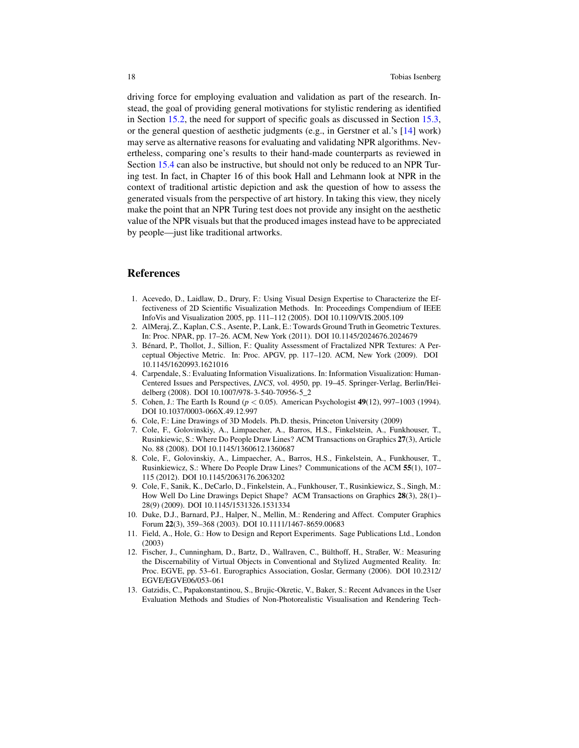driving force for employing evaluation and validation as part of the research. Instead, the goal of providing general motivations for stylistic rendering as identified in Section 15.2, the need for support of specific goals as discussed in Section 15.3, or the general question of aesthetic judgments (e.g., in Gerstner et al.'s [14] work) may serve as alternative reasons for evaluating and validating NPR algorithms. Nevertheless, comparing one's results to their hand-made counterparts as reviewed in Section 15.4 can also be instructive, but should not only be reduced to an NPR Turing test. In fact, in Chapter 16 of this book Hall and Lehmann look at NPR in the context of traditional artistic depiction and ask the question of how to assess the generated visuals from the perspective of art history. In taking this view, they nicely make the point that an NPR Turing test does not provide any insight on the aesthetic value of the NPR visuals but that the produced images instead have to be appreciated by people—just like traditional artworks.

## References

1. Acevedo, D., Laidlaw, D., Drury, F.: Using Visual Design Expertise to Characterize the Effectiveness of 2D Scientific Visualization Methods. In: Proceedings Compendium of IEEE InfoVis and Visualization 2005, pp. 111–112 (2005). DOI 10.1109/VIS.2005.109
2. AlMeraj, Z., Kaplan, C.S., Asente, P., Lank, E.: Towards Ground Truth in Geometric Textures. In: Proc. NPAR, pp. 17–26. ACM, New York (2011). DOI 10.1145/2024676.2024679
3. Bénard, P., Thollot, J., Sillion, F.: Quality Assessment of Fractalized NPR Textures: A Perceptual Objective Metric. In: Proc. APGV, pp. 117–120. ACM, New York (2009). DOI 10.1145/1620993.1621016
4. Carpendale, S.: Evaluating Information Visualizations. In: Information Visualization: Human-Centered Issues and Perspectives, *LNCS*, vol. 4950, pp. 19–45. Springer-Verlag, Berlin/Heidelberg (2008). DOI 10.1007/978-3-540-70956-5_2
5. Cohen, J.: The Earth Is Round ($p < 0.05$). American Psychologist **49**(12), 997–1003 (1994). DOI 10.1037/0003-066X.49.12.997
6. Cole, F.: Line Drawings of 3D Models. Ph.D. thesis, Princeton University (2009)
7. Cole, F., Golovinskiy, A., Limpaecher, A., Barros, H.S., Finkelstein, A., Funkhouser, T., Rusinkiewic, S.: Where Do People Draw Lines? ACM Transactions on Graphics **27**(3), Article No. 88 (2008). DOI 10.1145/1360612.1360687
8. Cole, F., Golovinskiy, A., Limpaecher, A., Barros, H.S., Finkelstein, A., Funkhouser, T., Rusinkiewicz, S.: Where Do People Draw Lines? Communications of the ACM **55**(1), 107–115 (2012). DOI 10.1145/2063176.2063202
9. Cole, F., Sanik, K., DeCarlo, D., Finkelstein, A., Funkhouser, T., Rusinkiewicz, S., Singh, M.: How Well Do Line Drawings Depict Shape? ACM Transactions on Graphics **28**(3), 28(1)–28(9) (2009). DOI 10.1145/1531326.1531334
10. Duke, D.J., Barnard, P.J., Halper, N., Mellin, M.: Rendering and Affect. Computer Graphics Forum **22**(3), 359–368 (2003). DOI 10.1111/1467-8659.00683
11. Field, A., Hole, G.: How to Design and Report Experiments. Sage Publications Ltd., London (2003)
12. Fischer, J., Cunningham, D., Bartz, D., Wallraven, C., Bülthoff, H., Straßer, W.: Measuring the Discernability of Virtual Objects in Conventional and Stylized Augmented Reality. In: Proc. EGVE, pp. 53–61. Eurographics Association, Goslar, Germany (2006). DOI 10.2312/EGVE/EGVE06/053-061
13. Gatzidis, C., Papakonstantinou, S., Brujic-Okretic, V., Baker, S.: Recent Advances in the User Evaluation Methods and Studies of Non-Photorealistic Visualisation and Rendering Tech-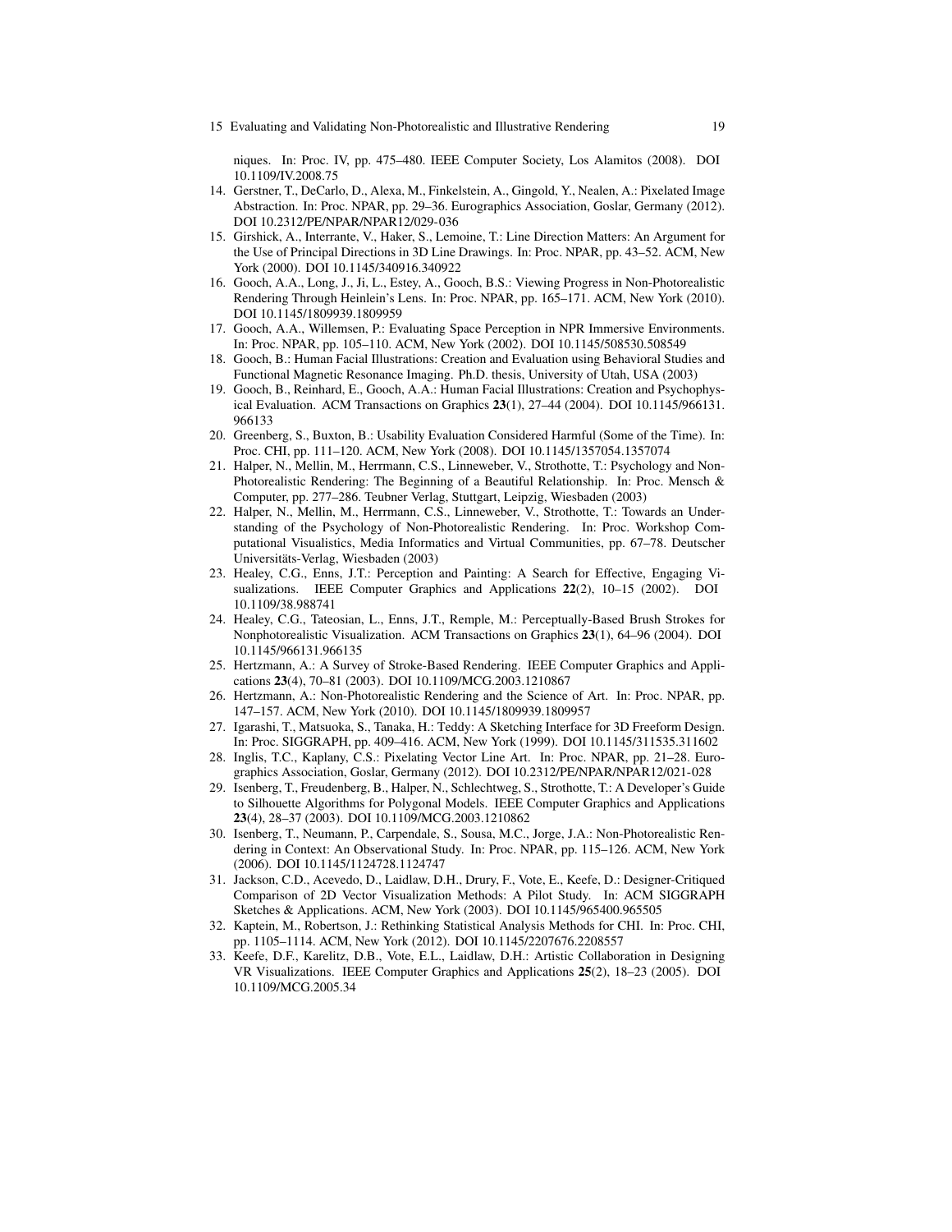niques. In: Proc. IV, pp. 475–480. IEEE Computer Society, Los Alamitos (2008). DOI 10.1109/IV.2008.75

14. Gerstner, T., DeCarlo, D., Alexa, M., Finkelstein, A., Gingold, Y., Nealen, A.: Pixelated Image Abstraction. In: Proc. NPAR, pp. 29–36. Eurographics Association, Goslar, Germany (2012). DOI 10.2312/PE/NPAR/NPAR12/029-036
15. Girshick, A., Interrante, V., Haker, S., Lemoine, T.: Line Direction Matters: An Argument for the Use of Principal Directions in 3D Line Drawings. In: Proc. NPAR, pp. 43–52. ACM, New York (2000). DOI 10.1145/340916.340922
16. Gooch, A.A., Long, J., Ji, L., Estey, A., Gooch, B.S.: Viewing Progress in Non-Photorealistic Rendering Through Heinlein's Lens. In: Proc. NPAR, pp. 165–171. ACM, New York (2010). DOI 10.1145/1809939.1809959
17. Gooch, A.A., Willemsen, P.: Evaluating Space Perception in NPR Immersive Environments. In: Proc. NPAR, pp. 105–110. ACM, New York (2002). DOI 10.1145/508530.508549
18. Gooch, B.: Human Facial Illustrations: Creation and Evaluation using Behavioral Studies and Functional Magnetic Resonance Imaging. Ph.D. thesis, University of Utah, USA (2003)
19. Gooch, B., Reinhard, E., Gooch, A.A.: Human Facial Illustrations: Creation and Psychophysical Evaluation. ACM Transactions on Graphics **23**(1), 27–44 (2004). DOI 10.1145/966131.966133
20. Greenberg, S., Buxton, B.: Usability Evaluation Considered Harmful (Some of the Time). In: Proc. CHI, pp. 111–120. ACM, New York (2008). DOI 10.1145/1357054.1357074
21. Halper, N., Mellin, M., Herrmann, C.S., Linneweber, V., Strothotte, T.: Psychology and Non-Photorealistic Rendering: The Beginning of a Beautiful Relationship. In: Proc. Mensch & Computer, pp. 277–286. Teubner Verlag, Stuttgart, Leipzig, Wiesbaden (2003)
22. Halper, N., Mellin, M., Herrmann, C.S., Linneweber, V., Strothotte, T.: Towards an Understanding of the Psychology of Non-Photorealistic Rendering. In: Proc. Workshop Computational Visualistics, Media Informatics and Virtual Communities, pp. 67–78. Deutscher Universitäts-Verlag, Wiesbaden (2003)
23. Healey, C.G., Enns, J.T.: Perception and Painting: A Search for Effective, Engaging Visualizations. IEEE Computer Graphics and Applications **22**(2), 10–15 (2002). DOI 10.1109/38.988741
24. Healey, C.G., Tateosian, L., Enns, J.T., Remple, M.: Perceptually-Based Brush Strokes for Nonphotorealistic Visualization. ACM Transactions on Graphics **23**(1), 64–96 (2004). DOI 10.1145/966131.966135
25. Hertzmann, A.: A Survey of Stroke-Based Rendering. IEEE Computer Graphics and Applications **23**(4), 70–81 (2003). DOI 10.1109/MCG.2003.1210867
26. Hertzmann, A.: Non-Photorealistic Rendering and the Science of Art. In: Proc. NPAR, pp. 147–157. ACM, New York (2010). DOI 10.1145/1809939.1809957
27. Igarashi, T., Matsuoka, S., Tanaka, H.: Teddy: A Sketching Interface for 3D Freeform Design. In: Proc. SIGGRAPH, pp. 409–416. ACM, New York (1999). DOI 10.1145/311535.311602
28. Inglis, T.C., Kaplany, C.S.: Pixelating Vector Line Art. In: Proc. NPAR, pp. 21–28. Eurographics Association, Goslar, Germany (2012). DOI 10.2312/PE/NPAR/NPAR12/021-028
29. Isenberg, T., Freudenberg, B., Halper, N., Schlechtweg, S., Strothotte, T.: A Developer's Guide to Silhouette Algorithms for Polygonal Models. IEEE Computer Graphics and Applications **23**(4), 28–37 (2003). DOI 10.1109/MCG.2003.1210862
30. Isenberg, T., Neumann, P., Carpendale, S., Sousa, M.C., Jorge, J.A.: Non-Photorealistic Rendering in Context: An Observational Study. In: Proc. NPAR, pp. 115–126. ACM, New York (2006). DOI 10.1145/1124728.1124747
31. Jackson, C.D., Acevedo, D., Laidlaw, D.H., Drury, F., Vote, E., Keefe, D.: Designer-Critiqued Comparison of 2D Vector Visualization Methods: A Pilot Study. In: ACM SIGGRAPH Sketches & Applications. ACM, New York (2003). DOI 10.1145/965400.965505
32. Kaptein, M., Robertson, J.: Rethinking Statistical Analysis Methods for CHI. In: Proc. CHI, pp. 1105–1114. ACM, New York (2012). DOI 10.1145/2207676.2208557
33. Keefe, D.F., Karelitz, D.B., Vote, E.L., Laidlaw, D.H.: Artistic Collaboration in Designing VR Visualizations. IEEE Computer Graphics and Applications **25**(2), 18–23 (2005). DOI 10.1109/MCG.2005.34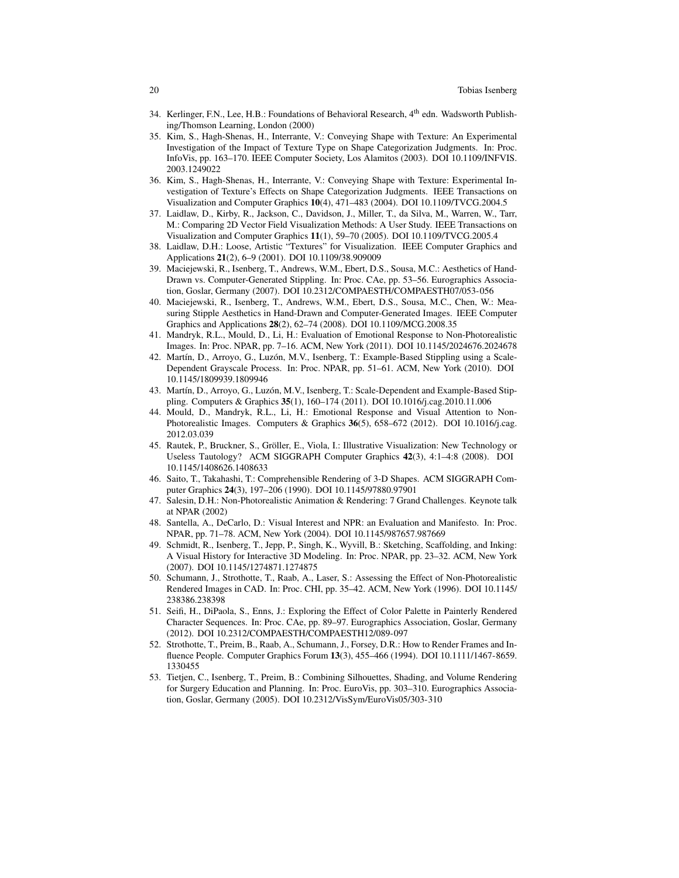34. Kerlinger, F.N., Lee, H.B.: Foundations of Behavioral Research, 4th edn. Wadsworth Publishing/Thomson Learning, London (2000)
35. Kim, S., Hagh-Shenas, H., Interrante, V.: Conveying Shape with Texture: An Experimental Investigation of the Impact of Texture Type on Shape Categorization Judgments. In: Proc. InfoVis, pp. 163–170. IEEE Computer Society, Los Alamitos (2003). DOI 10.1109/INFVIS.2003.1249022
36. Kim, S., Hagh-Shenas, H., Interrante, V.: Conveying Shape with Texture: Experimental Investigation of Texture's Effects on Shape Categorization Judgments. IEEE Transactions on Visualization and Computer Graphics **10**(4), 471–483 (2004). DOI 10.1109/TVCG.2004.5
37. Laidlaw, D., Kirby, R., Jackson, C., Davidson, J., Miller, T., da Silva, M., Warren, W., Tarr, M.: Comparing 2D Vector Field Visualization Methods: A User Study. IEEE Transactions on Visualization and Computer Graphics **11**(1), 59–70 (2005). DOI 10.1109/TVCG.2005.4
38. Laidlaw, D.H.: Loose, Artistic "Textures" for Visualization. IEEE Computer Graphics and Applications **21**(2), 6–9 (2001). DOI 10.1109/38.909009
39. Maciejewski, R., Isenberg, T., Andrews, W.M., Ebert, D.S., Sousa, M.C.: Aesthetics of Hand-Drawn vs. Computer-Generated Stippling. In: Proc. CAe, pp. 53–56. Eurographics Association, Goslar, Germany (2007). DOI 10.2312/COMPAESTH/COMPAESTH07/053-056
40. Maciejewski, R., Isenberg, T., Andrews, W.M., Ebert, D.S., Sousa, M.C., Chen, W.: Measuring Stipple Aesthetics in Hand-Drawn and Computer-Generated Images. IEEE Computer Graphics and Applications **28**(2), 62–74 (2008). DOI 10.1109/MCG.2008.35
41. Mandryk, R.L., Mould, D., Li, H.: Evaluation of Emotional Response to Non-Photorealistic Images. In: Proc. NPAR, pp. 7–16. ACM, New York (2011). DOI 10.1145/2024676.2024678
42. Martín, D., Arroyo, G., Luzón, M.V., Isenberg, T.: Example-Based Stippling using a Scale-Dependent Grayscale Process. In: Proc. NPAR, pp. 51–61. ACM, New York (2010). DOI 10.1145/1809939.1809946
43. Martín, D., Arroyo, G., Luzón, M.V., Isenberg, T.: Scale-Dependent and Example-Based Stippling. Computers & Graphics **35**(1), 160–174 (2011). DOI 10.1016/j.cag.2010.11.006
44. Mould, D., Mandryk, R.L., Li, H.: Emotional Response and Visual Attention to Non-Photorealistic Images. Computers & Graphics **36**(5), 658–672 (2012). DOI 10.1016/j.cag.2012.03.039
45. Rautek, P., Bruckner, S., Gröller, E., Viola, I.: Illustrative Visualization: New Technology or Useless Tautology? ACM SIGGRAPH Computer Graphics **42**(3), 4:1–4:8 (2008). DOI 10.1145/1408626.1408633
46. Saito, T., Takahashi, T.: Comprehensible Rendering of 3-D Shapes. ACM SIGGRAPH Computer Graphics **24**(3), 197–206 (1990). DOI 10.1145/97880.97901
47. Salesin, D.H.: Non-Photorealistic Animation & Rendering: 7 Grand Challenges. Keynote talk at NPAR (2002)
48. Santella, A., DeCarlo, D.: Visual Interest and NPR: an Evaluation and Manifesto. In: Proc. NPAR, pp. 71–78. ACM, New York (2004). DOI 10.1145/987657.987669
49. Schmidt, R., Isenberg, T., Jepp, P., Singh, K., Wyvill, B.: Sketching, Scaffolding, and Inking: A Visual History for Interactive 3D Modeling. In: Proc. NPAR, pp. 23–32. ACM, New York (2007). DOI 10.1145/1274871.1274875
50. Schumann, J., Strothotte, T., Raab, A., Laser, S.: Assessing the Effect of Non-Photorealistic Rendered Images in CAD. In: Proc. CHI, pp. 35–42. ACM, New York (1996). DOI 10.1145/238386.238398
51. Seifi, H., DiPaola, S., Enns, J.: Exploring the Effect of Color Palette in Painterly Rendered Character Sequences. In: Proc. CAe, pp. 89–97. Eurographics Association, Goslar, Germany (2012). DOI 10.2312/COMPAESTH/COMPAESTH12/089-097
52. Strothotte, T., Preim, B., Raab, A., Schumann, J., Forsey, D.R.: How to Render Frames and Influence People. Computer Graphics Forum **13**(3), 455–466 (1994). DOI 10.1111/1467-8659.1330455
53. Tietjen, C., Isenberg, T., Preim, B.: Combining Silhouettes, Shading, and Volume Rendering for Surgery Education and Planning. In: Proc. EuroVis, pp. 303–310. Eurographics Association, Goslar, Germany (2005). DOI 10.2312/VisSym/EuroVis05/303-310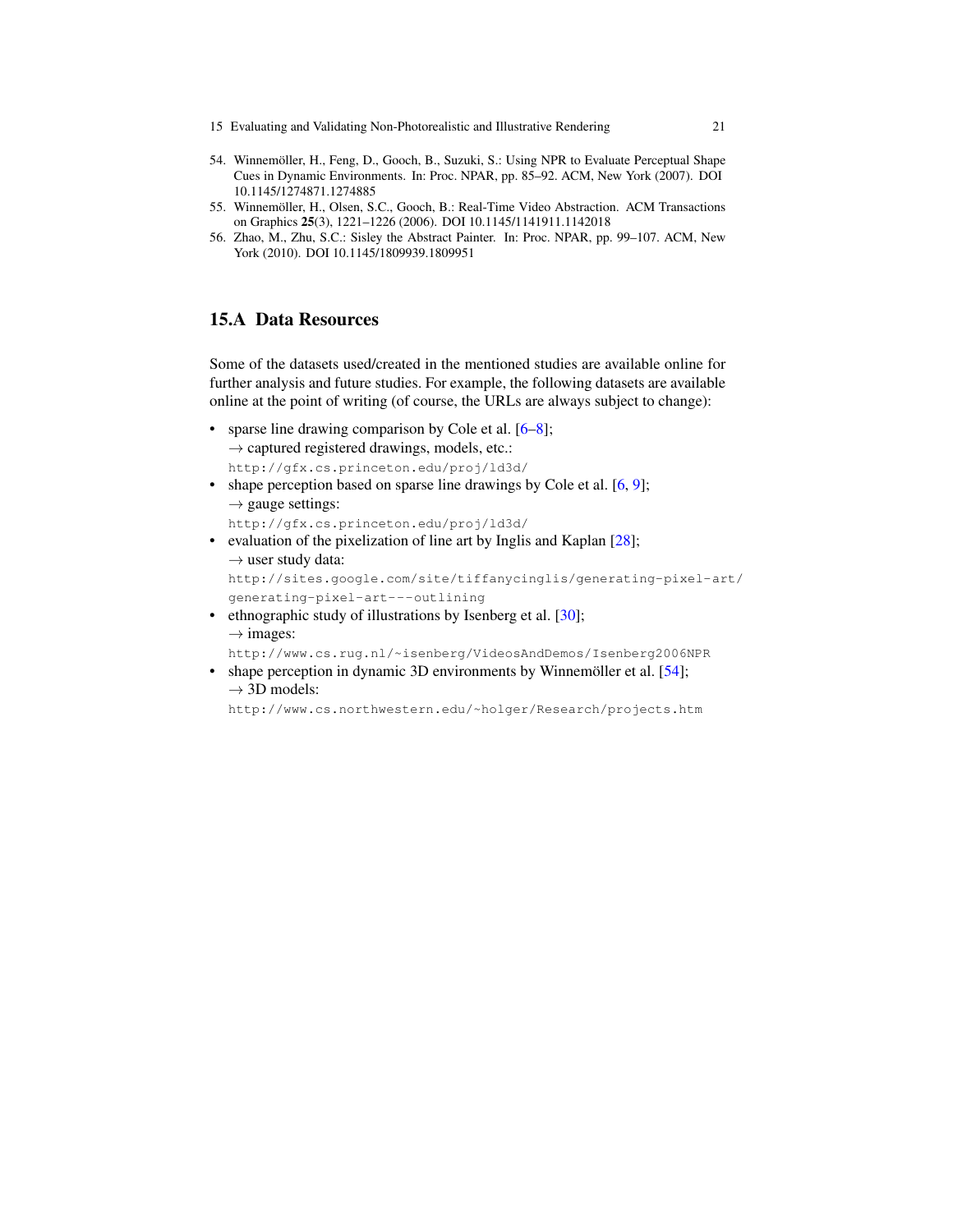54. Winnemöller, H., Feng, D., Gooch, B., Suzuki, S.: Using NPR to Evaluate Perceptual Shape Cues in Dynamic Environments. In: Proc. NPAR, pp. 85–92. ACM, New York (2007). DOI 10.1145/1274871.1274885
55. Winnemöller, H., Olsen, S.C., Gooch, B.: Real-Time Video Abstraction. ACM Transactions on Graphics **25**(3), 1221–1226 (2006). DOI 10.1145/1141911.1142018
56. Zhao, M., Zhu, S.C.: Sisley the Abstract Painter. In: Proc. NPAR, pp. 99–107. ACM, New York (2010). DOI 10.1145/1809939.1809951

## 15.A Data Resources

Some of the datasets used/created in the mentioned studies are available online for further analysis and future studies. For example, the following datasets are available online at the point of writing (of course, the URLs are always subject to change):

- sparse line drawing comparison by Cole et al. [6–8];
  → captured registered drawings, models, etc.:
  `http://gfx.cs.princeton.edu/proj/ld3d/`
- shape perception based on sparse line drawings by Cole et al. [6, 9];
  → gauge settings:
  `http://gfx.cs.princeton.edu/proj/ld3d/`
- evaluation of the pixelization of line art by Inglis and Kaplan [28];
  → user study data:
  `http://sites.google.com/site/tiffanycinglis/generating-pixel-art/generating-pixel-art---outlining`
- ethnographic study of illustrations by Isenberg et al. [30];
  → images:
  `http://www.cs.rug.nl/~isenberg/VideosAndDemos/Isenberg2006NPR`
- shape perception in dynamic 3D environments by Winnemöller et al. [54];
  → 3D models:
  `http://www.cs.northwestern.edu/~holger/Research/projects.htm`